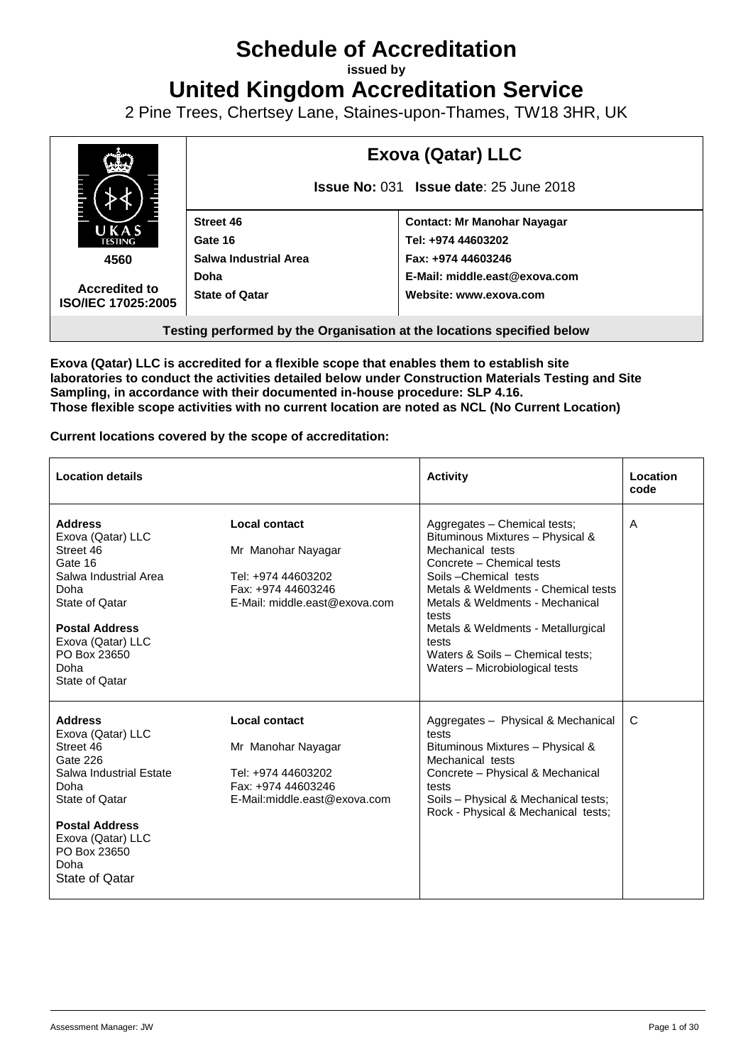# Schedule of Accreditation

**issued by**

# United Kingdom Accreditation Service

2 Pine Trees, Chertsey Lane, Staines-upon-Thames, TW18 3HR, UK

| UKAS TESTING 4560 Accredited to ISO/IEC 17025:2005 | **Exova (Qatar) LLC** **Issue No:** 031 **Issue date**: 25 June 2018 | |
|---|---|---|
| | **Street 46** | **Contact: Mr Manohar Nayagar** |
| | **Gate 16** | **Tel: +974 44603202** |
| | **Salwa Industrial Area** | **Fax: +974 44603246** |
| | **Doha** | **E-Mail: middle.east@exova.com** |
| | **State of Qatar** | **Website: www.exova.com** |

**Testing performed by the Organisation at the locations specified below**

**Exova (Qatar) LLC is accredited for a flexible scope that enables them to establish site laboratories to conduct the activities detailed below under Construction Materials Testing and Site Sampling, in accordance with their documented in-house procedure: SLP 4.16. Those flexible scope activities with no current location are noted as NCL (No Current Location)**

**Current locations covered by the scope of accreditation:**

| Location details | | Activity | Location code |
|---|---|---|---|
| **Address**<br>Exova (Qatar) LLC<br>Street 46<br>Gate 16<br>Salwa Industrial Area<br>Doha<br>State of Qatar<br><br>**Postal Address**<br>Exova (Qatar) LLC<br>PO Box 23650<br>Doha<br>State of Qatar | **Local contact**<br>Mr Manohar Nayagar<br><br>Tel: +974 44603202<br>Fax: +974 44603246<br>E-Mail: middle.east@exova.com | Aggregates – Chemical tests;<br>Bituminous Mixtures – Physical & Mechanical tests<br>Concrete – Chemical tests<br>Soils –Chemical tests<br>Metals & Weldments - Chemical tests<br>Metals & Weldments - Mechanical tests<br>Metals & Weldments - Metallurgical tests<br>Waters & Soils – Chemical tests;<br>Waters – Microbiological tests | A |
| **Address**<br>Exova (Qatar) LLC<br>Street 46<br>Gate 226<br>Salwa Industrial Estate<br>Doha<br>State of Qatar<br><br>**Postal Address**<br>Exova (Qatar) LLC<br>PO Box 23650<br>Doha<br>State of Qatar | **Local contact**<br>Mr Manohar Nayagar<br><br>Tel: +974 44603202<br>Fax: +974 44603246<br>E-Mail:middle.east@exova.com | Aggregates – Physical & Mechanical tests<br>Bituminous Mixtures – Physical & Mechanical tests<br>Concrete – Physical & Mechanical tests<br>Soils – Physical & Mechanical tests;<br>Rock - Physical & Mechanical tests; | C |

Assessment Manager: JW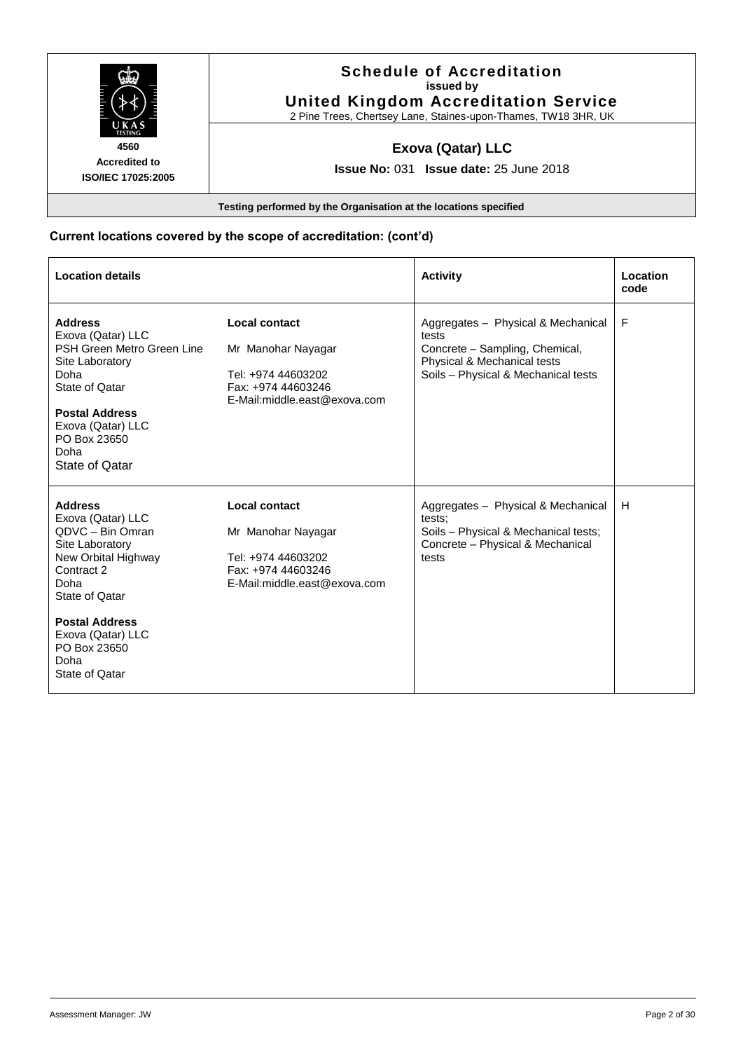# Schedule of Accreditation

**issued by**

**United Kingdom Accreditation Service**

2 Pine Trees, Chertsey Lane, Staines-upon-Thames, TW18 3HR, UK

**4560**
**Accredited to**
**ISO/IEC 17025:2005**

## Exova (Qatar) LLC

**Issue No:** 031 **Issue date:** 25 June 2018

**Testing performed by the Organisation at the locations specified**

### Current locations covered by the scope of accreditation: (cont'd)

| Location details | | Activity | Location code |
|---|---|---|---|
| **Address**<br>Exova (Qatar) LLC<br>PSH Green Metro Green Line<br>Site Laboratory<br>Doha<br>State of Qatar<br><br>**Postal Address**<br>Exova (Qatar) LLC<br>PO Box 23650<br>Doha<br>State of Qatar | **Local contact**<br><br>Mr Manohar Nayagar<br><br>Tel: +974 44603202<br>Fax: +974 44603246<br>E-Mail:middle.east@exova.com | Aggregates – Physical & Mechanical tests<br>Concrete – Sampling, Chemical, Physical & Mechanical tests<br>Soils – Physical & Mechanical tests | F |
| **Address**<br>Exova (Qatar) LLC<br>QDVC – Bin Omran<br>Site Laboratory<br>New Orbital Highway<br>Contract 2<br>Doha<br>State of Qatar<br><br>**Postal Address**<br>Exova (Qatar) LLC<br>PO Box 23650<br>Doha<br>State of Qatar | **Local contact**<br><br>Mr Manohar Nayagar<br><br>Tel: +974 44603202<br>Fax: +974 44603246<br>E-Mail:middle.east@exova.com | Aggregates – Physical & Mechanical tests;<br>Soils – Physical & Mechanical tests;<br>Concrete – Physical & Mechanical tests | H |

Assessment Manager: JW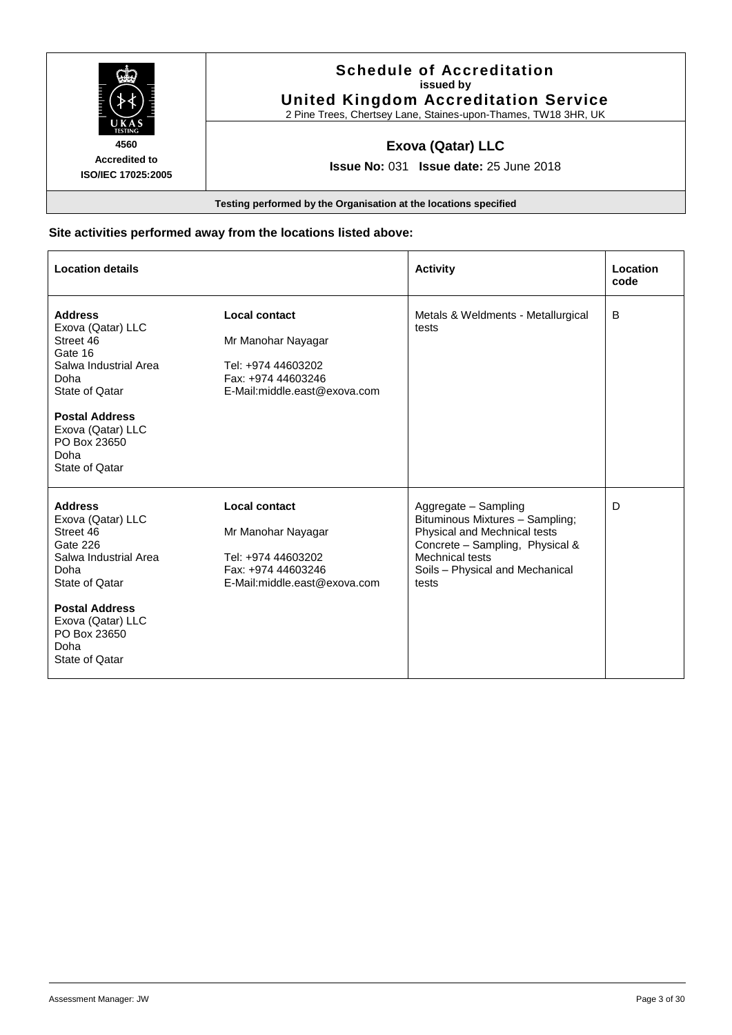# Schedule of Accreditation

**issued by**

## United Kingdom Accreditation Service

2 Pine Trees, Chertsey Lane, Staines-upon-Thames, TW18 3HR, UK

**4560**
**Accredited to**
**ISO/IEC 17025:2005**

## Exova (Qatar) LLC

**Issue No:** 031 **Issue date:** 25 June 2018

**Testing performed by the Organisation at the locations specified**

### Site activities performed away from the locations listed above:

| Location details | | Activity | Location code |
|---|---|---|---|
| **Address**<br>Exova (Qatar) LLC<br>Street 46<br>Gate 16<br>Salwa Industrial Area<br>Doha<br>State of Qatar<br><br>**Postal Address**<br>Exova (Qatar) LLC<br>PO Box 23650<br>Doha<br>State of Qatar | **Local contact**<br>Mr Manohar Nayagar<br><br>Tel: +974 44603202<br>Fax: +974 44603246<br>E-Mail:middle.east@exova.com | Metals & Weldments - Metallurgical tests | B |
| **Address**<br>Exova (Qatar) LLC<br>Street 46<br>Gate 226<br>Salwa Industrial Area<br>Doha<br>State of Qatar<br><br>**Postal Address**<br>Exova (Qatar) LLC<br>PO Box 23650<br>Doha<br>State of Qatar | **Local contact**<br>Mr Manohar Nayagar<br><br>Tel: +974 44603202<br>Fax: +974 44603246<br>E-Mail:middle.east@exova.com | Aggregate – Sampling<br>Bituminous Mixtures – Sampling; Physical and Mechnical tests<br>Concrete – Sampling, Physical & Mechnical tests<br>Soils – Physical and Mechanical tests | D |

Assessment Manager: JW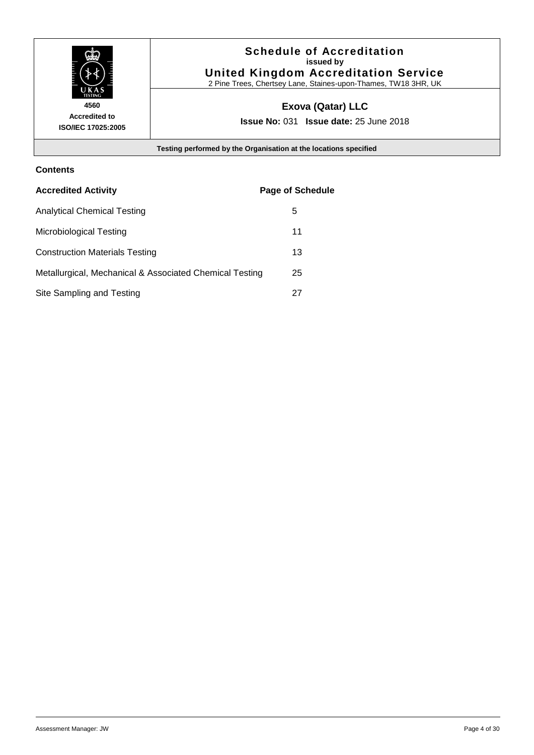| 4560 Accredited to ISO/IEC 17025:2005 | **Schedule of Accreditation** issued by **United Kingdom Accreditation Service** 2 Pine Trees, Chertsey Lane, Staines-upon-Thames, TW18 3HR, UK |
|---|---|
| | **Exova (Qatar) LLC** **Issue No:** 031 **Issue date:** 25 June 2018 |

**Testing performed by the Organisation at the locations specified**

## Contents

| **Accredited Activity** | **Page of Schedule** |
|---|---|
| Analytical Chemical Testing | 5 |
| Microbiological Testing | 11 |
| Construction Materials Testing | 13 |
| Metallurgical, Mechanical & Associated Chemical Testing | 25 |
| Site Sampling and Testing | 27 |

Assessment Manager: JW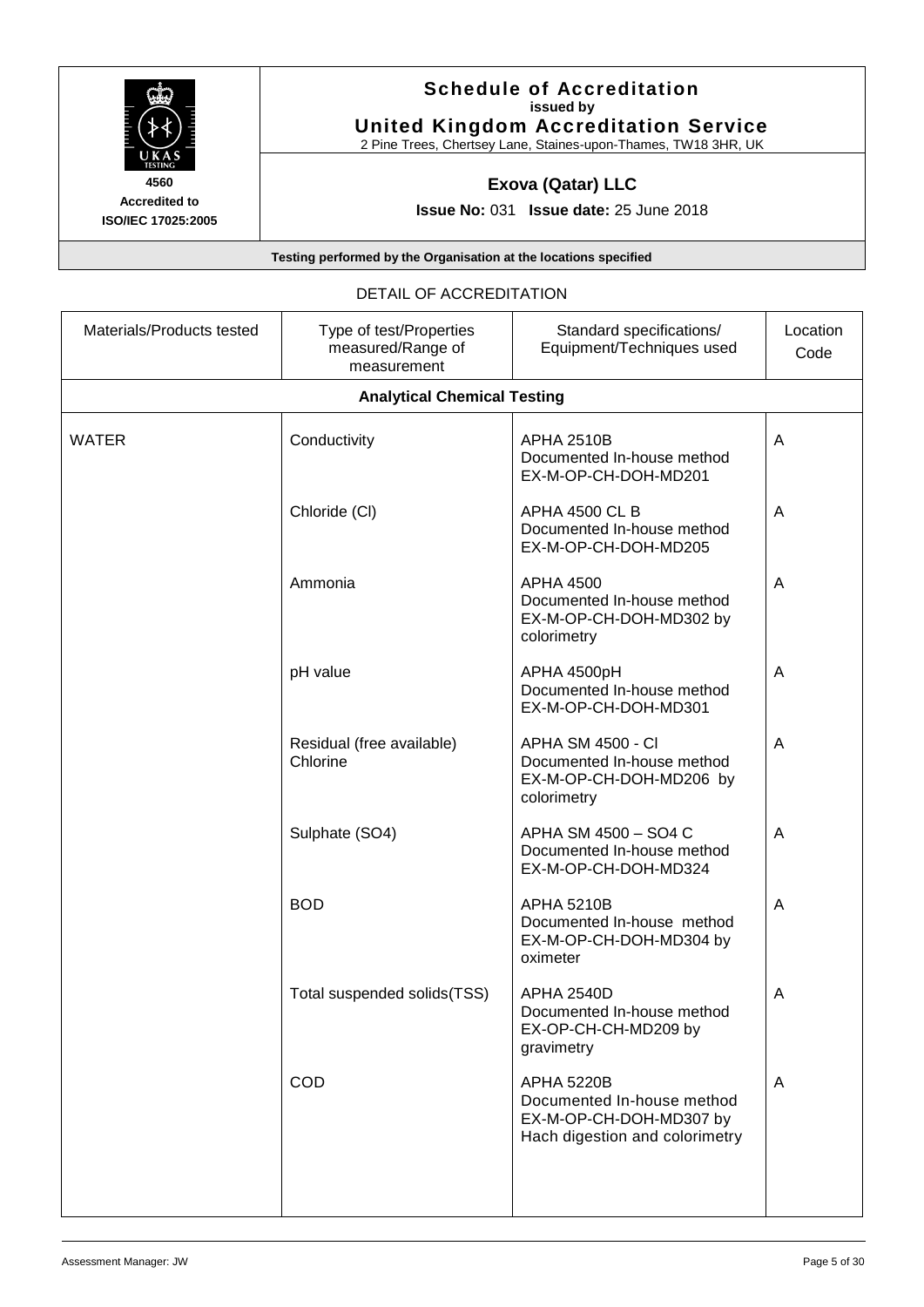**Schedule of Accreditation**
issued by
**United Kingdom Accreditation Service**
2 Pine Trees, Chertsey Lane, Staines-upon-Thames, TW18 3HR, UK

4560
Accredited to
ISO/IEC 17025:2005

**Exova (Qatar) LLC**

**Issue No:** 031 **Issue date:** 25 June 2018

**Testing performed by the Organisation at the locations specified**

DETAIL OF ACCREDITATION

| Materials/Products tested | Type of test/Properties measured/Range of measurement | Standard specifications/ Equipment/Techniques used | Location Code |
|---|---|---|---|
| | **Analytical Chemical Testing** | | |
| WATER | Conductivity | APHA 2510B<br>Documented In-house method EX-M-OP-CH-DOH-MD201 | A |
| | Chloride (Cl) | APHA 4500 CL B<br>Documented In-house method EX-M-OP-CH-DOH-MD205 | A |
| | Ammonia | APHA 4500<br>Documented In-house method EX-M-OP-CH-DOH-MD302 by colorimetry | A |
| | pH value | APHA 4500pH<br>Documented In-house method EX-M-OP-CH-DOH-MD301 | A |
| | Residual (free available) Chlorine | APHA SM 4500 - Cl<br>Documented In-house method EX-M-OP-CH-DOH-MD206 by colorimetry | A |
| | Sulphate (SO4) | APHA SM 4500 – SO4 C<br>Documented In-house method EX-M-OP-CH-DOH-MD324 | A |
| | BOD | APHA 5210B<br>Documented In-house method EX-M-OP-CH-DOH-MD304 by oximeter | A |
| | Total suspended solids(TSS) | APHA 2540D<br>Documented In-house method EX-OP-CH-CH-MD209 by gravimetry | A |
| | COD | APHA 5220B<br>Documented In-house method EX-M-OP-CH-DOH-MD307 by Hach digestion and colorimetry | A |

Assessment Manager: JW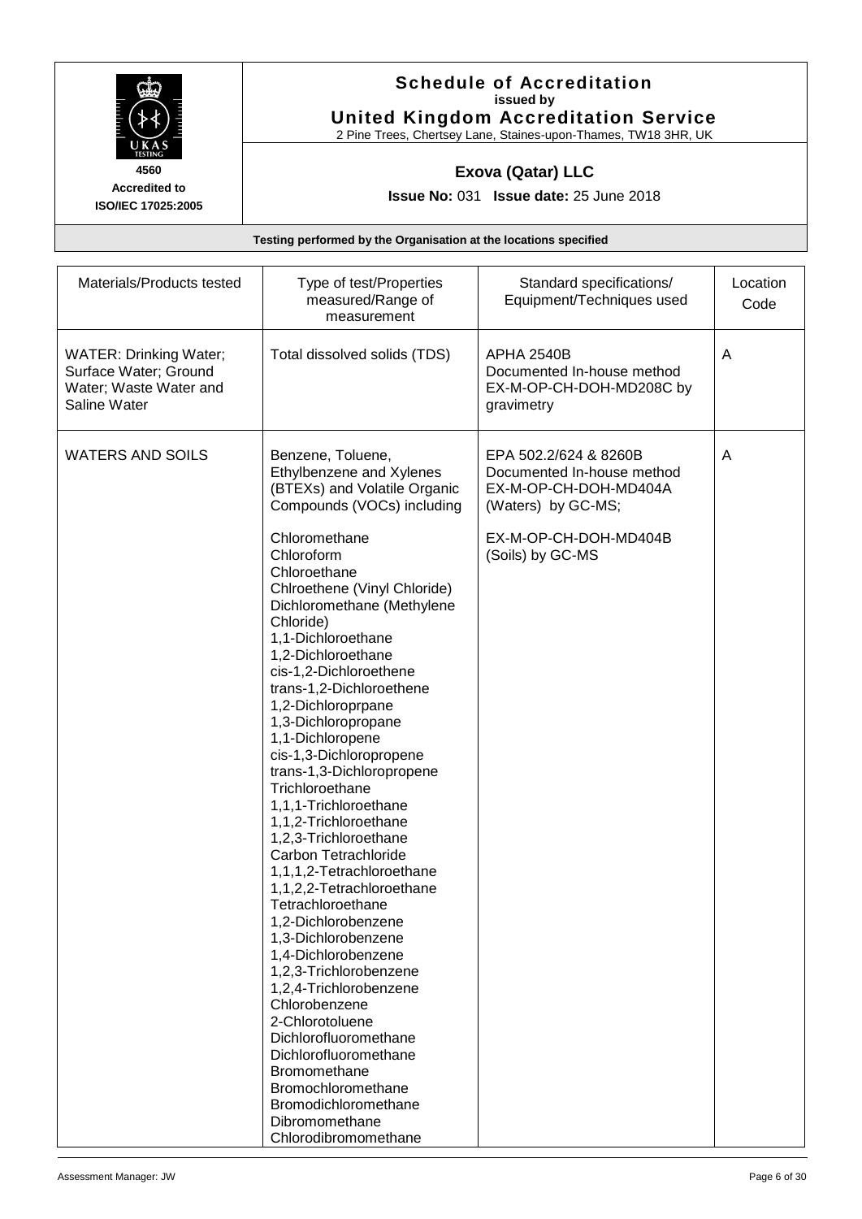**Schedule of Accreditation**
issued by
**United Kingdom Accreditation Service**
2 Pine Trees, Chertsey Lane, Staines-upon-Thames, TW18 3HR, UK

**4560**
**Accredited to**
**ISO/IEC 17025:2005**

**Exova (Qatar) LLC**

**Issue No:** 031 **Issue date:** 25 June 2018

**Testing performed by the Organisation at the locations specified**

| Materials/Products tested | Type of test/Properties measured/Range of measurement | Standard specifications/ Equipment/Techniques used | Location Code |
|---|---|---|---|
| WATER: Drinking Water; Surface Water; Ground Water; Waste Water and Saline Water | Total dissolved solids (TDS) | APHA 2540B<br>Documented In-house method EX-M-OP-CH-DOH-MD208C by gravimetry | A |
| WATERS AND SOILS | Benzene, Toluene, Ethylbenzene and Xylenes (BTEXs) and Volatile Organic Compounds (VOCs) including<br><br>Chloromethane<br>Chloroform<br>Chloroethane<br>Chlroethene (Vinyl Chloride)<br>Dichloromethane (Methylene Chloride)<br>1,1-Dichloroethane<br>1,2-Dichloroethane<br>cis-1,2-Dichloroethene<br>trans-1,2-Dichloroethene<br>1,2-Dichloroprpane<br>1,3-Dichloropropane<br>1,1-Dichloropene<br>cis-1,3-Dichloropropene<br>trans-1,3-Dichloropropene<br>Trichloroethane<br>1,1,1-Trichloroethane<br>1,1,2-Trichloroethane<br>1,2,3-Trichloroethane<br>Carbon Tetrachloride<br>1,1,1,2-Tetrachloroethane<br>1,1,2,2-Tetrachloroethane<br>Tetrachloroethane<br>1,2-Dichlorobenzene<br>1,3-Dichlorobenzene<br>1,4-Dichlorobenzene<br>1,2,3-Trichlorobenzene<br>1,2,4-Trichlorobenzene<br>Chlorobenzene<br>2-Chlorotoluene<br>Dichlorofluoromethane<br>Dichlorofluoromethane<br>Bromomethane<br>Bromochloromethane<br>Bromodichloromethane<br>Dibromomethane<br>Chlorodibromomethane | EPA 502.2/624 & 8260B<br>Documented In-house method EX-M-OP-CH-DOH-MD404A (Waters) by GC-MS;<br><br>EX-M-OP-CH-DOH-MD404B (Soils) by GC-MS | A |

Assessment Manager: JW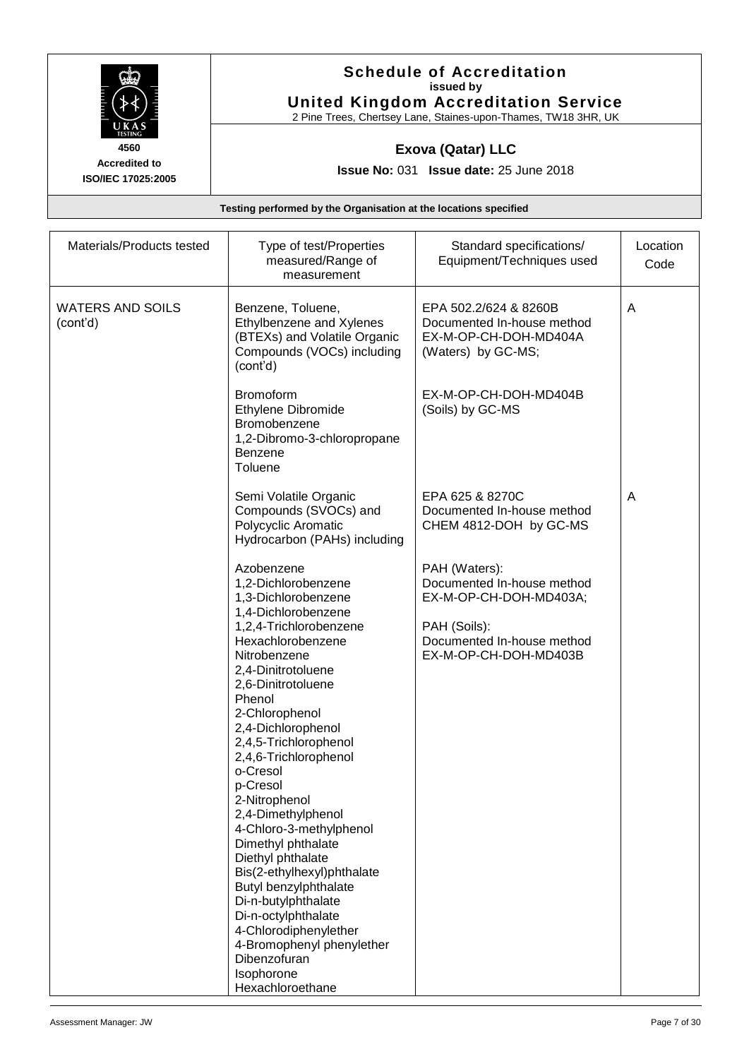| Materials/Products tested | Type of test/Properties measured/Range of measurement | Standard specifications/ Equipment/Techniques used | Location Code |
|---|---|---|---|
| WATERS AND SOILS (cont'd) | Benzene, Toluene, Ethylbenzene and Xylenes (BTEXs) and Volatile Organic Compounds (VOCs) including (cont'd)<br><br>Bromoform<br>Ethylene Dibromide<br>Bromobenzene<br>1,2-Dibromo-3-chloropropane<br>Benzene<br>Toluene | EPA 502.2/624 & 8260B<br>Documented In-house method EX-M-OP-CH-DOH-MD404A (Waters) by GC-MS;<br><br>EX-M-OP-CH-DOH-MD404B (Soils) by GC-MS | A |
| | Semi Volatile Organic Compounds (SVOCs) and Polycyclic Aromatic Hydrocarbon (PAHs) including<br><br>Azobenzene<br>1,2-Dichlorobenzene<br>1,3-Dichlorobenzene<br>1,4-Dichlorobenzene<br>1,2,4-Trichlorobenzene<br>Hexachlorobenzene<br>Nitrobenzene<br>2,4-Dinitrotoluene<br>2,6-Dinitrotoluene<br>Phenol<br>2-Chlorophenol<br>2,4-Dichlorophenol<br>2,4,5-Trichlorophenol<br>2,4,6-Trichlorophenol<br>o-Cresol<br>p-Cresol<br>2-Nitrophenol<br>2,4-Dimethylphenol<br>4-Chloro-3-methylphenol<br>Dimethyl phthalate<br>Diethyl phthalate<br>Bis(2-ethylhexyl)phthalate<br>Butyl benzylphthalate<br>Di-n-butylphthalate<br>Di-n-octylphthalate<br>4-Chlorodiphenylether<br>4-Bromophenyl phenylether<br>Dibenzofuran<br>Isophorone<br>Hexachloroethane | EPA 625 & 8270C<br>Documented In-house method CHEM 4812-DOH by GC-MS<br><br>PAH (Waters):<br>Documented In-house method EX-M-OP-CH-DOH-MD403A;<br><br>PAH (Soils):<br>Documented In-house method EX-M-OP-CH-DOH-MD403B | A |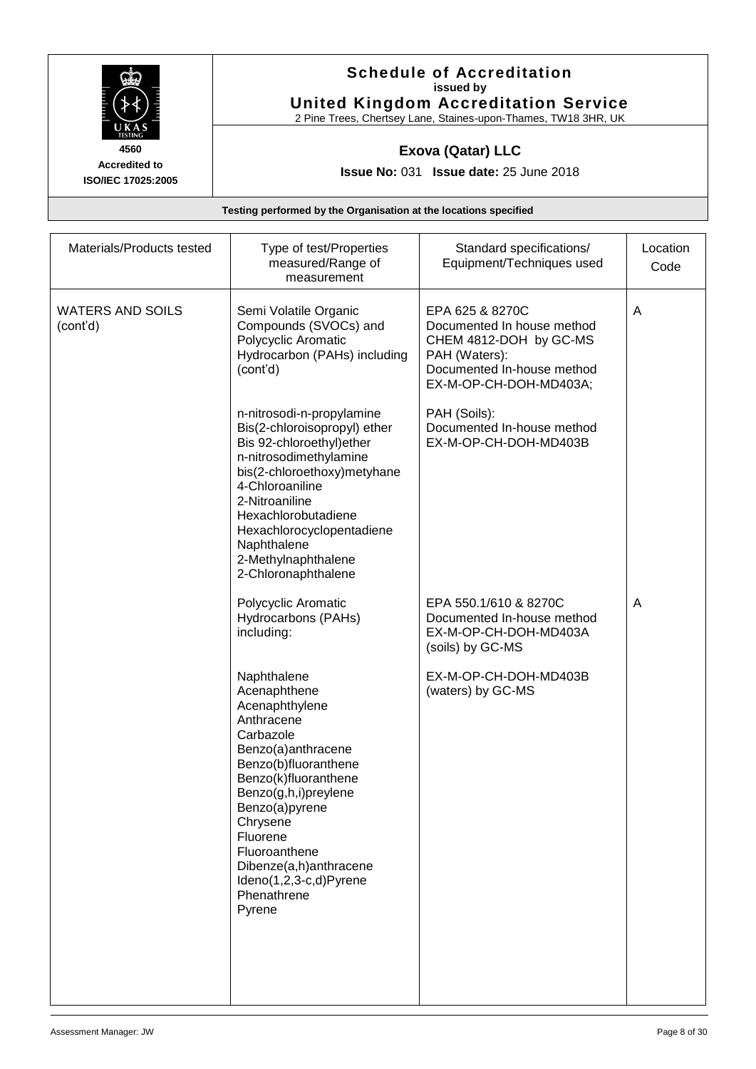# Schedule of Accreditation

**issued by**

**United Kingdom Accreditation Service**

2 Pine Trees, Chertsey Lane, Staines-upon-Thames, TW18 3HR, UK

**4560**
**Accredited to**
**ISO/IEC 17025:2005**

## Exova (Qatar) LLC

**Issue No:** 031 **Issue date:** 25 June 2018

**Testing performed by the Organisation at the locations specified**

| Materials/Products tested | Type of test/Properties measured/Range of measurement | Standard specifications/ Equipment/Techniques used | Location Code |
|---|---|---|---|
| WATERS AND SOILS (cont'd) | Semi Volatile Organic Compounds (SVOCs) and Polycyclic Aromatic Hydrocarbon (PAHs) including (cont'd) | EPA 625 & 8270C Documented In house method CHEM 4812-DOH by GC-MS PAH (Waters): Documented In-house method EX-M-OP-CH-DOH-MD403A; | A |
| | n-nitrosodi-n-propylamine<br>Bis(2-chloroisopropyl) ether<br>Bis 92-chloroethyl)ether<br>n-nitrosodimethylamine<br>bis(2-chloroethoxy)metyhane<br>4-Chloroaniline<br>2-Nitroaniline<br>Hexachlorobutadiene<br>Hexachlorocyclopentadiene<br>Naphthalene<br>2-Methylnaphthalene<br>2-Chloronaphthalene | PAH (Soils): Documented In-house method EX-M-OP-CH-DOH-MD403B | |
| | Polycyclic Aromatic Hydrocarbons (PAHs) including: | EPA 550.1/610 & 8270C Documented In-house method EX-M-OP-CH-DOH-MD403A (soils) by GC-MS | A |
| | Naphthalene<br>Acenaphthene<br>Acenaphthylene<br>Anthracene<br>Carbazole<br>Benzo(a)anthracene<br>Benzo(b)fluoranthene<br>Benzo(k)fluoranthene<br>Benzo(g,h,i)preylene<br>Benzo(a)pyrene<br>Chrysene<br>Fluorene<br>Fluoroanthene<br>Dibenze(a,h)anthracene<br>Ideno(1,2,3-c,d)Pyrene<br>Phenathrene<br>Pyrene | EX-M-OP-CH-DOH-MD403B (waters) by GC-MS | |

Assessment Manager: JW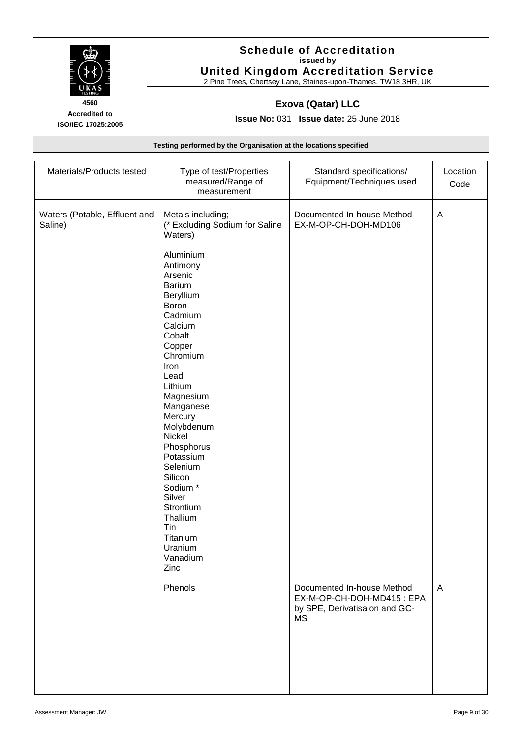# Schedule of Accreditation
**issued by**
**United Kingdom Accreditation Service**
2 Pine Trees, Chertsey Lane, Staines-upon-Thames, TW18 3HR, UK

4560
**Accredited to**
**ISO/IEC 17025:2005**

## Exova (Qatar) LLC

**Issue No:** 031 **Issue date:** 25 June 2018

**Testing performed by the Organisation at the locations specified**

| Materials/Products tested | Type of test/Properties measured/Range of measurement | Standard specifications/ Equipment/Techniques used | Location Code |
|---|---|---|---|
| Waters (Potable, Effluent and Saline) | Metals including;<br>(* Excluding Sodium for Saline Waters)<br><br>Aluminium<br>Antimony<br>Arsenic<br>Barium<br>Beryllium<br>Boron<br>Cadmium<br>Calcium<br>Cobalt<br>Copper<br>Chromium<br>Iron<br>Lead<br>Lithium<br>Magnesium<br>Manganese<br>Mercury<br>Molybdenum<br>Nickel<br>Phosphorus<br>Potassium<br>Selenium<br>Silicon<br>Sodium *<br>Silver<br>Strontium<br>Thallium<br>Tin<br>Titanium<br>Uranium<br>Vanadium<br>Zinc | Documented In-house Method EX-M-OP-CH-DOH-MD106 | A |
| | Phenols | Documented In-house Method EX-M-OP-CH-DOH-MD415 : EPA by SPE, Derivatisaion and GC-MS | A |

Assessment Manager: JW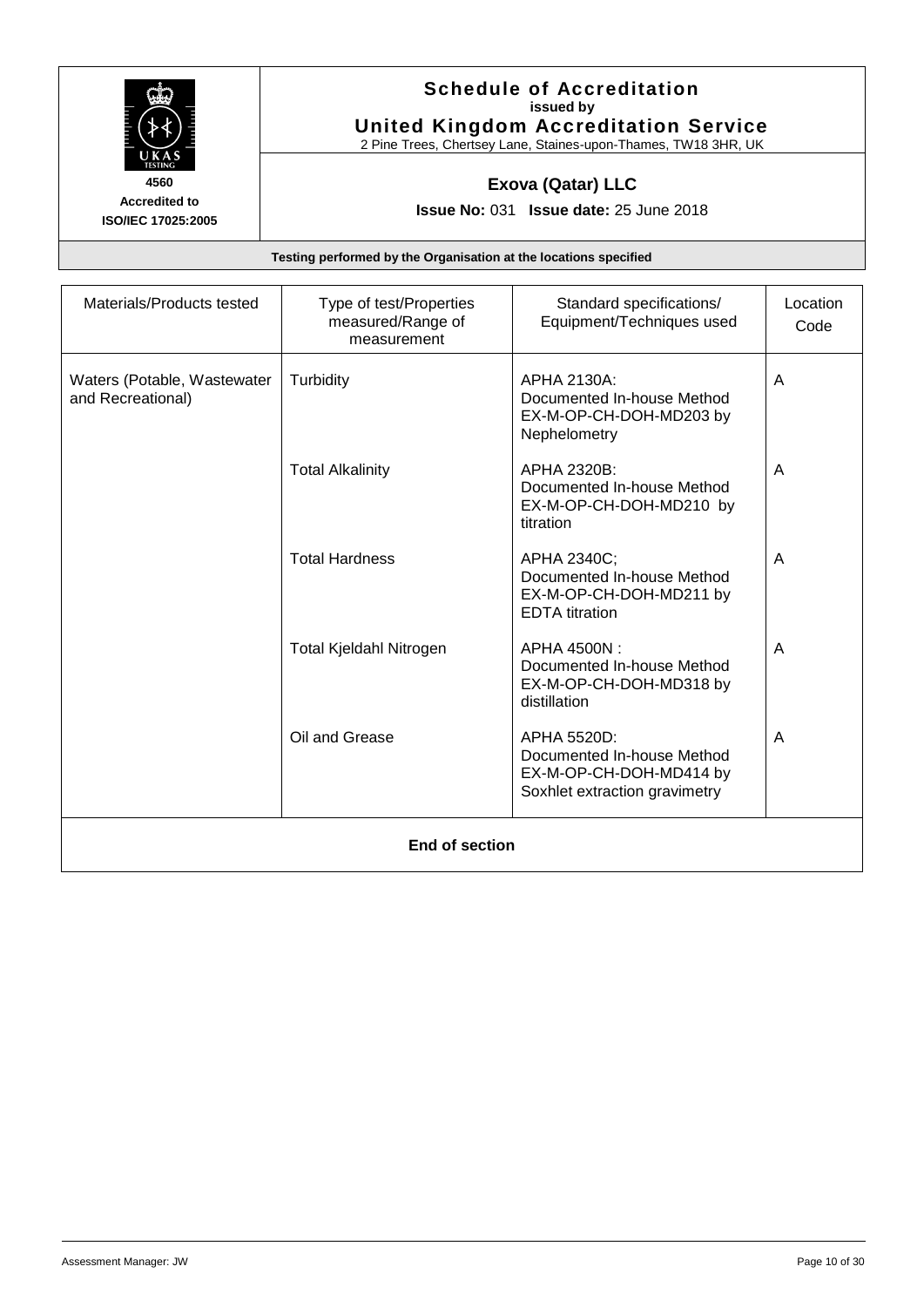**Schedule of Accreditation**
**issued by**
**United Kingdom Accreditation Service**
2 Pine Trees, Chertsey Lane, Staines-upon-Thames, TW18 3HR, UK

**4560**
**Accredited to**
**ISO/IEC 17025:2005**

**Exova (Qatar) LLC**

**Issue No:** 031 **Issue date:** 25 June 2018

**Testing performed by the Organisation at the locations specified**

| Materials/Products tested | Type of test/Properties measured/Range of measurement | Standard specifications/ Equipment/Techniques used | Location Code |
|---|---|---|---|
| Waters (Potable, Wastewater and Recreational) | Turbidity | APHA 2130A: Documented In-house Method EX-M-OP-CH-DOH-MD203 by Nephelometry | A |
| | Total Alkalinity | APHA 2320B: Documented In-house Method EX-M-OP-CH-DOH-MD210 by titration | A |
| | Total Hardness | APHA 2340C; Documented In-house Method EX-M-OP-CH-DOH-MD211 by EDTA titration | A |
| | Total Kjeldahl Nitrogen | APHA 4500N : Documented In-house Method EX-M-OP-CH-DOH-MD318 by distillation | A |
| | Oil and Grease | APHA 5520D: Documented In-house Method EX-M-OP-CH-DOH-MD414 by Soxhlet extraction gravimetry | A |

**End of section**

Assessment Manager: JW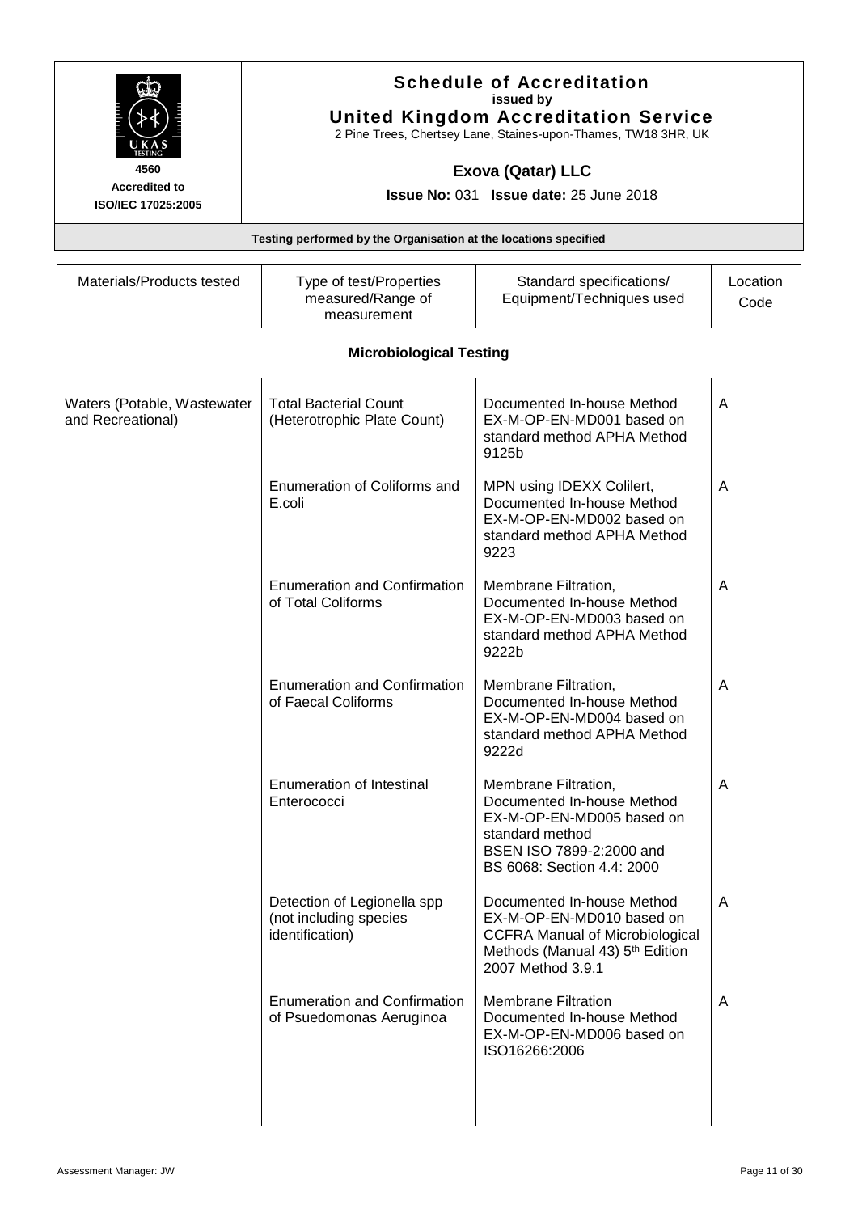**Schedule of Accreditation**
**issued by**
**United Kingdom Accreditation Service**
2 Pine Trees, Chertsey Lane, Staines-upon-Thames, TW18 3HR, UK

**4560**
**Accredited to ISO/IEC 17025:2005**

**Exova (Qatar) LLC**

**Issue No:** 031 **Issue date:** 25 June 2018

**Testing performed by the Organisation at the locations specified**

| Materials/Products tested | Type of test/Properties measured/Range of measurement | Standard specifications/ Equipment/Techniques used | Location Code |
|---|---|---|---|
| **Microbiological Testing** | | | |
| Waters (Potable, Wastewater and Recreational) | Total Bacterial Count (Heterotrophic Plate Count) | Documented In-house Method EX-M-OP-EN-MD001 based on standard method APHA Method 9125b | A |
| | Enumeration of Coliforms and E.coli | MPN using IDEXX Colilert, Documented In-house Method EX-M-OP-EN-MD002 based on standard method APHA Method 9223 | A |
| | Enumeration and Confirmation of Total Coliforms | Membrane Filtration, Documented In-house Method EX-M-OP-EN-MD003 based on standard method APHA Method 9222b | A |
| | Enumeration and Confirmation of Faecal Coliforms | Membrane Filtration, Documented In-house Method EX-M-OP-EN-MD004 based on standard method APHA Method 9222d | A |
| | Enumeration of Intestinal Enterococci | Membrane Filtration, Documented In-house Method EX-M-OP-EN-MD005 based on standard method BSEN ISO 7899-2:2000 and BS 6068: Section 4.4: 2000 | A |
| | Detection of Legionella spp (not including species identification) | Documented In-house Method EX-M-OP-EN-MD010 based on CCFRA Manual of Microbiological Methods (Manual 43) 5th Edition 2007 Method 3.9.1 | A |
| | Enumeration and Confirmation of Psuedomonas Aeruginoa | Membrane Filtration Documented In-house Method EX-M-OP-EN-MD006 based on ISO16266:2006 | A |

Assessment Manager: JW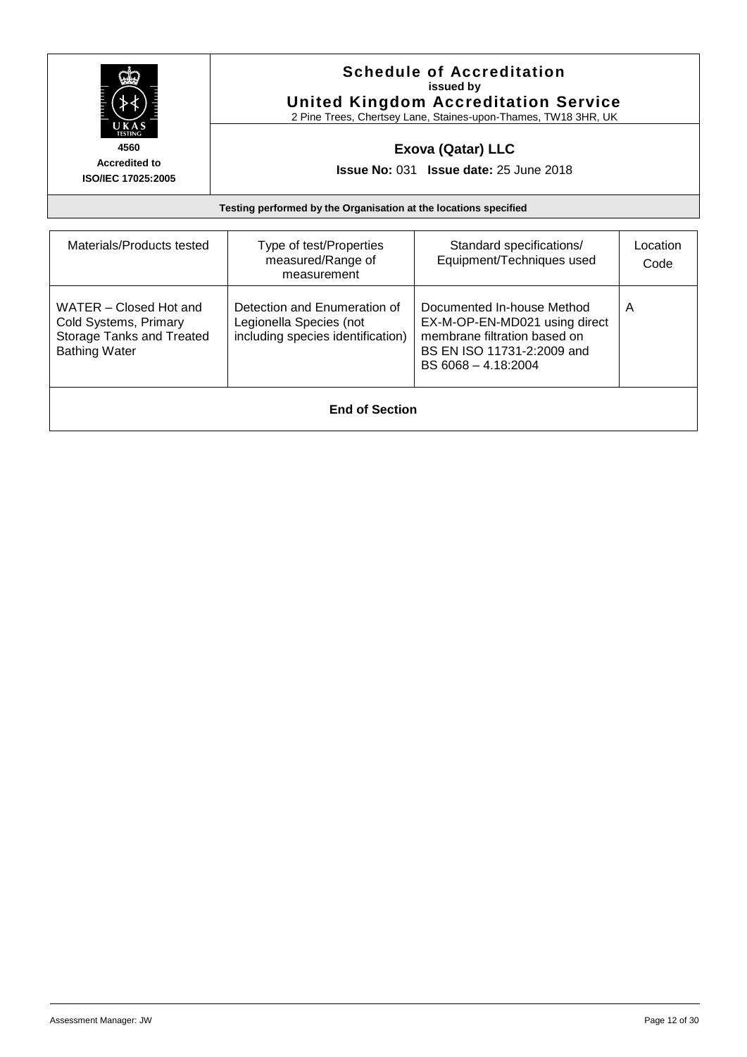**Schedule of Accreditation**
**issued by**
**United Kingdom Accreditation Service**
2 Pine Trees, Chertsey Lane, Staines-upon-Thames, TW18 3HR, UK

**4560**
**Accredited to**
**ISO/IEC 17025:2005**

**Exova (Qatar) LLC**

**Issue No:** 031 **Issue date:** 25 June 2018

**Testing performed by the Organisation at the locations specified**

| Materials/Products tested | Type of test/Properties measured/Range of measurement | Standard specifications/ Equipment/Techniques used | Location Code |
|---|---|---|---|
| WATER – Closed Hot and Cold Systems, Primary Storage Tanks and Treated Bathing Water | Detection and Enumeration of Legionella Species (not including species identification) | Documented In-house Method EX-M-OP-EN-MD021 using direct membrane filtration based on BS EN ISO 11731-2:2009 and BS 6068 – 4.18:2004 | A |

**End of Section**

Assessment Manager: JW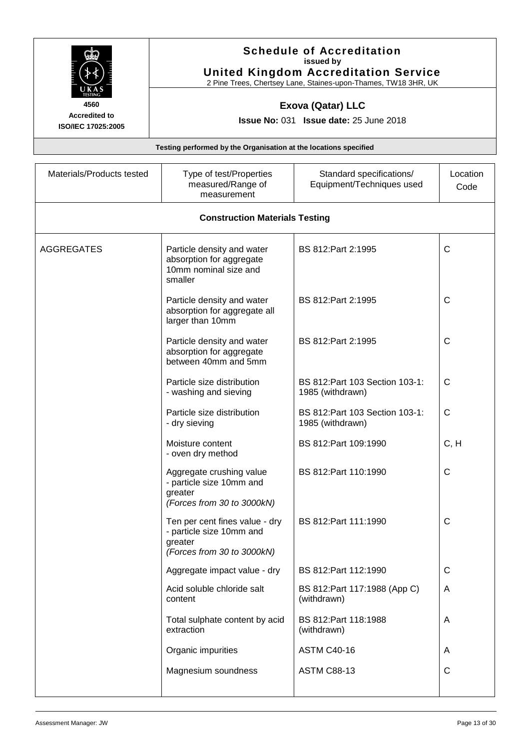# Schedule of Accreditation

**issued by**

**United Kingdom Accreditation Service**

2 Pine Trees, Chertsey Lane, Staines-upon-Thames, TW18 3HR, UK

4560

Accredited to

ISO/IEC 17025:2005

## Exova (Qatar) LLC

**Issue No:** 031 **Issue date:** 25 June 2018

**Testing performed by the Organisation at the locations specified**

| Materials/Products tested | Type of test/Properties measured/Range of measurement | Standard specifications/ Equipment/Techniques used | Location Code |
|---|---|---|---|
| **Construction Materials Testing** | | | |
| AGGREGATES | Particle density and water absorption for aggregate 10mm nominal size and smaller | BS 812:Part 2:1995 | C |
| | Particle density and water absorption for aggregate all larger than 10mm | BS 812:Part 2:1995 | C |
| | Particle density and water absorption for aggregate between 40mm and 5mm | BS 812:Part 2:1995 | C |
| | Particle size distribution - washing and sieving | BS 812:Part 103 Section 103-1: 1985 (withdrawn) | C |
| | Particle size distribution - dry sieving | BS 812:Part 103 Section 103-1: 1985 (withdrawn) | C |
| | Moisture content - oven dry method | BS 812:Part 109:1990 | C, H |
| | Aggregate crushing value - particle size 10mm and greater *(Forces from 30 to 3000kN)* | BS 812:Part 110:1990 | C |
| | Ten per cent fines value - dry - particle size 10mm and greater *(Forces from 30 to 3000kN)* | BS 812:Part 111:1990 | C |
| | Aggregate impact value - dry | BS 812:Part 112:1990 | C |
| | Acid soluble chloride salt content | BS 812:Part 117:1988 (App C) (withdrawn) | A |
| | Total sulphate content by acid extraction | BS 812:Part 118:1988 (withdrawn) | A |
| | Organic impurities | ASTM C40-16 | A |
| | Magnesium soundness | ASTM C88-13 | C |

Assessment Manager: JW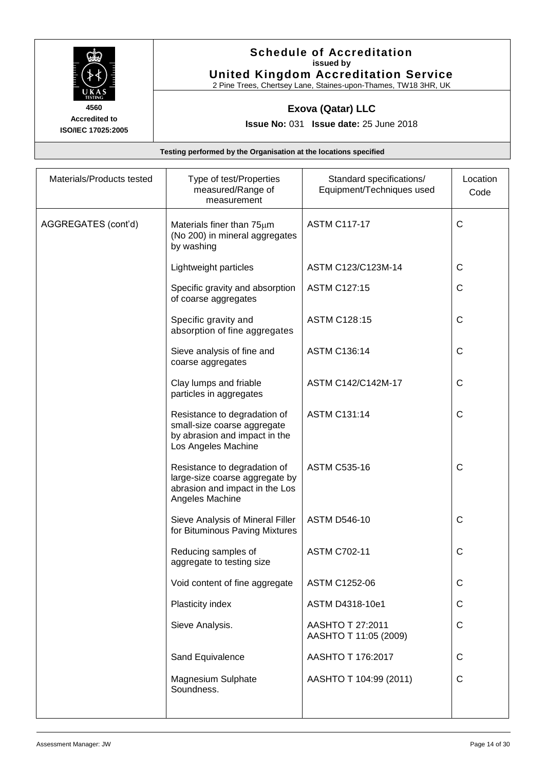**Schedule of Accreditation**
**issued by**
**United Kingdom Accreditation Service**
2 Pine Trees, Chertsey Lane, Staines-upon-Thames, TW18 3HR, UK

**4560**
**Accredited to**
**ISO/IEC 17025:2005**

**Exova (Qatar) LLC**

**Issue No:** 031 **Issue date:** 25 June 2018

**Testing performed by the Organisation at the locations specified**

| Materials/Products tested | Type of test/Properties measured/Range of measurement | Standard specifications/ Equipment/Techniques used | Location Code |
|---|---|---|---|
| AGGREGATES (cont'd) | Materials finer than 75µm (No 200) in mineral aggregates by washing | ASTM C117-17 | C |
| | Lightweight particles | ASTM C123/C123M-14 | C |
| | Specific gravity and absorption of coarse aggregates | ASTM C127:15 | C |
| | Specific gravity and absorption of fine aggregates | ASTM C128:15 | C |
| | Sieve analysis of fine and coarse aggregates | ASTM C136:14 | C |
| | Clay lumps and friable particles in aggregates | ASTM C142/C142M-17 | C |
| | Resistance to degradation of small-size coarse aggregate by abrasion and impact in the Los Angeles Machine | ASTM C131:14 | C |
| | Resistance to degradation of large-size coarse aggregate by abrasion and impact in the Los Angeles Machine | ASTM C535-16 | C |
| | Sieve Analysis of Mineral Filler for Bituminous Paving Mixtures | ASTM D546-10 | C |
| | Reducing samples of aggregate to testing size | ASTM C702-11 | C |
| | Void content of fine aggregate | ASTM C1252-06 | C |
| | Plasticity index | ASTM D4318-10e1 | C |
| | Sieve Analysis. | AASHTO T 27:2011<br>AASHTO T 11:05 (2009) | C |
| | Sand Equivalence | AASHTO T 176:2017 | C |
| | Magnesium Sulphate Soundness. | AASHTO T 104:99 (2011) | C |

Assessment Manager: JW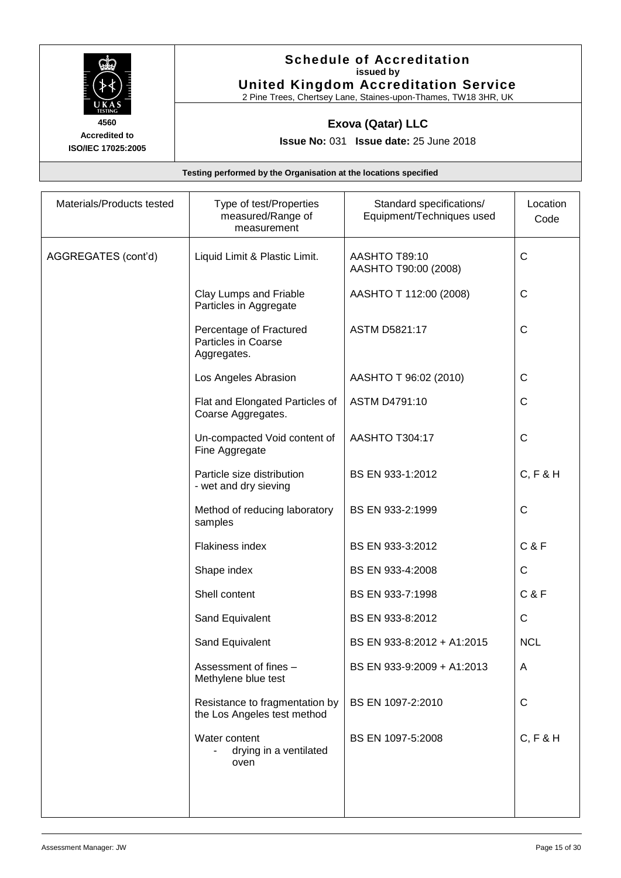**Schedule of Accreditation**
**issued by**
**United Kingdom Accreditation Service**
2 Pine Trees, Chertsey Lane, Staines-upon-Thames, TW18 3HR, UK

**4560**
**Accredited to**
**ISO/IEC 17025:2005**

**Exova (Qatar) LLC**

**Issue No:** 031 **Issue date:** 25 June 2018

**Testing performed by the Organisation at the locations specified**

| Materials/Products tested | Type of test/Properties measured/Range of measurement | Standard specifications/ Equipment/Techniques used | Location Code |
|---|---|---|---|
| AGGREGATES (cont'd) | Liquid Limit & Plastic Limit. | AASHTO T89:10<br>AASHTO T90:00 (2008) | C |
| | Clay Lumps and Friable Particles in Aggregate | AASHTO T 112:00 (2008) | C |
| | Percentage of Fractured Particles in Coarse Aggregates. | ASTM D5821:17 | C |
| | Los Angeles Abrasion | AASHTO T 96:02 (2010) | C |
| | Flat and Elongated Particles of Coarse Aggregates. | ASTM D4791:10 | C |
| | Un-compacted Void content of Fine Aggregate | AASHTO T304:17 | C |
| | Particle size distribution - wet and dry sieving | BS EN 933-1:2012 | C, F & H |
| | Method of reducing laboratory samples | BS EN 933-2:1999 | C |
| | Flakiness index | BS EN 933-3:2012 | C & F |
| | Shape index | BS EN 933-4:2008 | C |
| | Shell content | BS EN 933-7:1998 | C & F |
| | Sand Equivalent | BS EN 933-8:2012 | C |
| | Sand Equivalent | BS EN 933-8:2012 + A1:2015 | NCL |
| | Assessment of fines – Methylene blue test | BS EN 933-9:2009 + A1:2013 | A |
| | Resistance to fragmentation by the Los Angeles test method | BS EN 1097-2:2010 | C |
| | Water content<br>- drying in a ventilated oven | BS EN 1097-5:2008 | C, F & H |

Assessment Manager: JW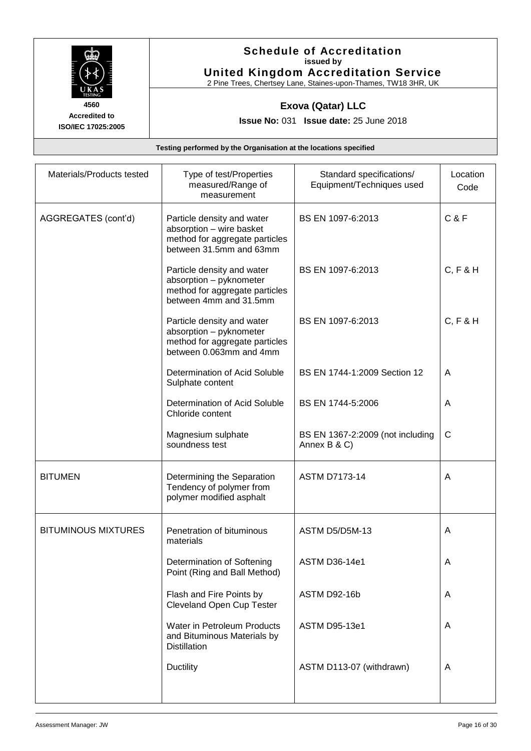**Schedule of Accreditation**
**issued by**
**United Kingdom Accreditation Service**
2 Pine Trees, Chertsey Lane, Staines-upon-Thames, TW18 3HR, UK

**4560**
**Accredited to**
**ISO/IEC 17025:2005**

**Exova (Qatar) LLC**

**Issue No:** 031 **Issue date:** 25 June 2018

**Testing performed by the Organisation at the locations specified**

| Materials/Products tested | Type of test/Properties measured/Range of measurement | Standard specifications/ Equipment/Techniques used | Location Code |
|---|---|---|---|
| AGGREGATES (cont'd) | Particle density and water absorption – wire basket method for aggregate particles between 31.5mm and 63mm | BS EN 1097-6:2013 | C & F |
| | Particle density and water absorption – pyknometer method for aggregate particles between 4mm and 31.5mm | BS EN 1097-6:2013 | C, F & H |
| | Particle density and water absorption – pyknometer method for aggregate particles between 0.063mm and 4mm | BS EN 1097-6:2013 | C, F & H |
| | Determination of Acid Soluble Sulphate content | BS EN 1744-1:2009 Section 12 | A |
| | Determination of Acid Soluble Chloride content | BS EN 1744-5:2006 | A |
| | Magnesium sulphate soundness test | BS EN 1367-2:2009 (not including Annex B & C) | C |
| BITUMEN | Determining the Separation Tendency of polymer from polymer modified asphalt | ASTM D7173-14 | A |
| BITUMINOUS MIXTURES | Penetration of bituminous materials | ASTM D5/D5M-13 | A |
| | Determination of Softening Point (Ring and Ball Method) | ASTM D36-14e1 | A |
| | Flash and Fire Points by Cleveland Open Cup Tester | ASTM D92-16b | A |
| | Water in Petroleum Products and Bituminous Materials by Distillation | ASTM D95-13e1 | A |
| | Ductility | ASTM D113-07 (withdrawn) | A |

Assessment Manager: JW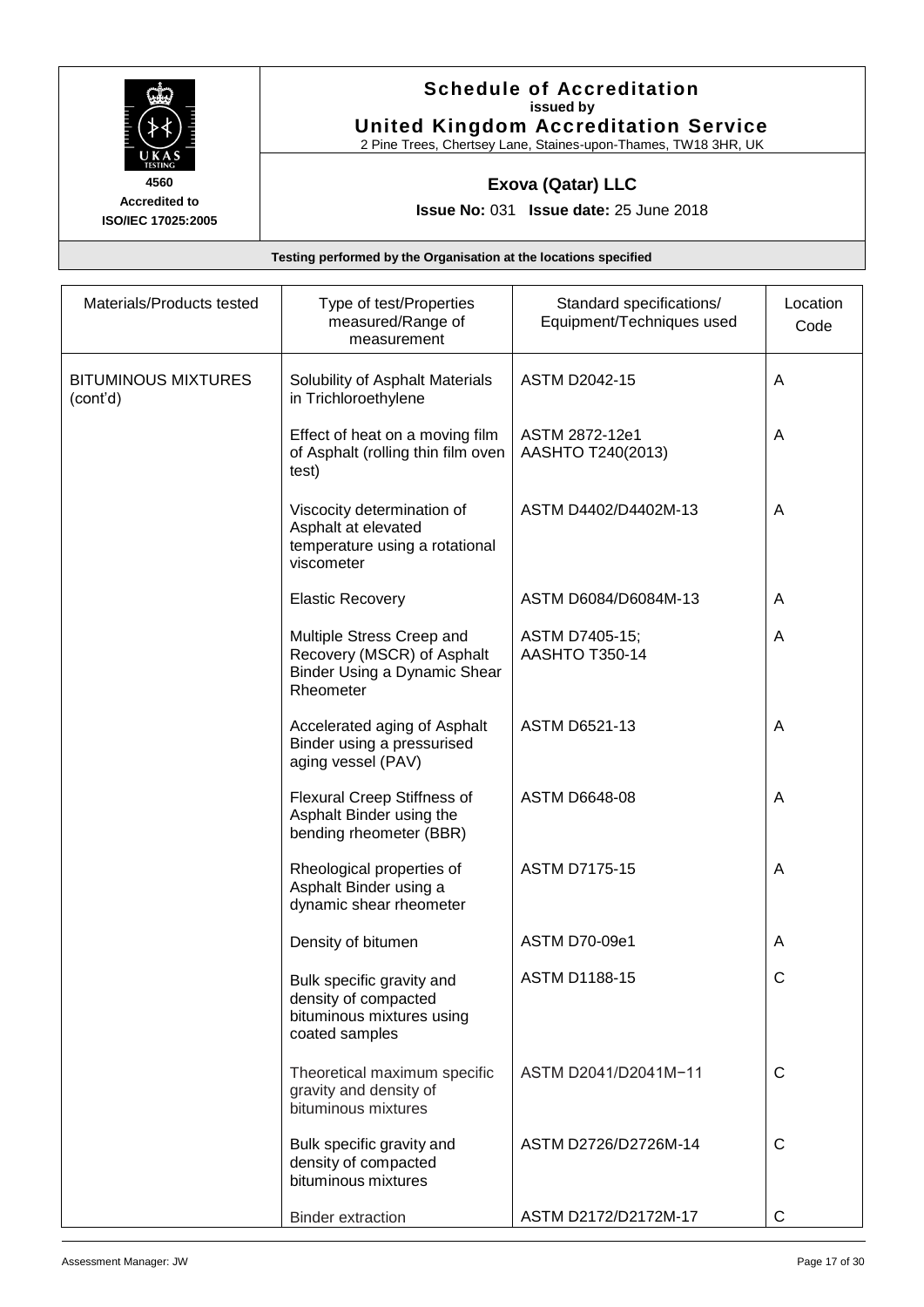**Schedule of Accreditation**
**issued by**
**United Kingdom Accreditation Service**
2 Pine Trees, Chertsey Lane, Staines-upon-Thames, TW18 3HR, UK

**4560**
**Accredited to**
**ISO/IEC 17025:2005**

**Exova (Qatar) LLC**

**Issue No:** 031 **Issue date:** 25 June 2018

**Testing performed by the Organisation at the locations specified**

| Materials/Products tested | Type of test/Properties measured/Range of measurement | Standard specifications/ Equipment/Techniques used | Location Code |
|---|---|---|---|
| BITUMINOUS MIXTURES (cont'd) | Solubility of Asphalt Materials in Trichloroethylene | ASTM D2042-15 | A |
| | Effect of heat on a moving film of Asphalt (rolling thin film oven test) | ASTM 2872-12e1<br>AASHTO T240(2013) | A |
| | Viscocity determination of Asphalt at elevated temperature using a rotational viscometer | ASTM D4402/D4402M-13 | A |
| | Elastic Recovery | ASTM D6084/D6084M-13 | A |
| | Multiple Stress Creep and Recovery (MSCR) of Asphalt Binder Using a Dynamic Shear Rheometer | ASTM D7405-15;<br>AASHTO T350-14 | A |
| | Accelerated aging of Asphalt Binder using a pressurised aging vessel (PAV) | ASTM D6521-13 | A |
| | Flexural Creep Stiffness of Asphalt Binder using the bending rheometer (BBR) | ASTM D6648-08 | A |
| | Rheological properties of Asphalt Binder using a dynamic shear rheometer | ASTM D7175-15 | A |
| | Density of bitumen | ASTM D70-09e1 | A |
| | Bulk specific gravity and density of compacted bituminous mixtures using coated samples | ASTM D1188-15 | C |
| | Theoretical maximum specific gravity and density of bituminous mixtures | ASTM D2041/D2041M−11 | C |
| | Bulk specific gravity and density of compacted bituminous mixtures | ASTM D2726/D2726M-14 | C |
| | Binder extraction | ASTM D2172/D2172M-17 | C |

Assessment Manager: JW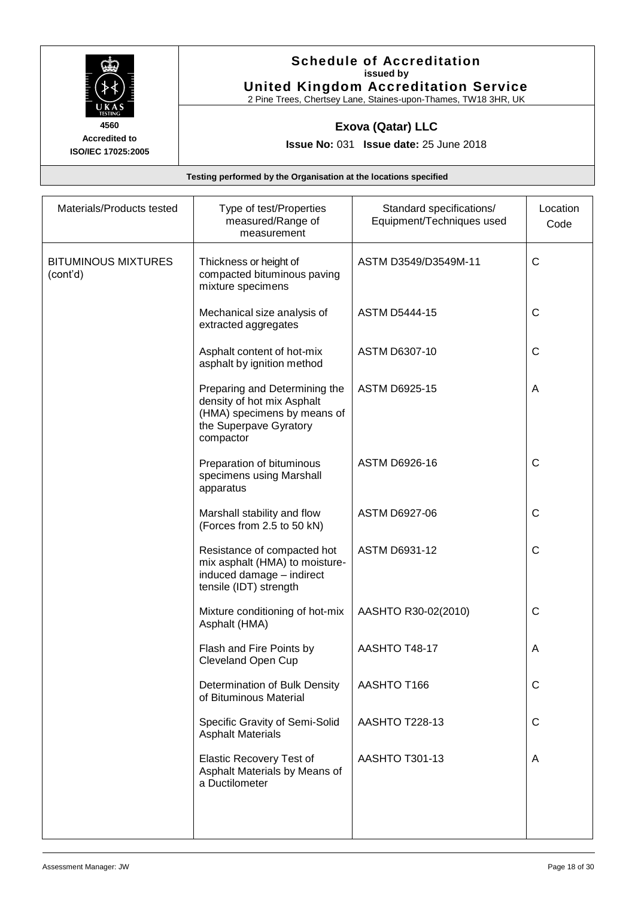**Schedule of Accreditation**
**issued by**
**United Kingdom Accreditation Service**
2 Pine Trees, Chertsey Lane, Staines-upon-Thames, TW18 3HR, UK

4560
**Accredited to**
**ISO/IEC 17025:2005**

**Exova (Qatar) LLC**

**Issue No:** 031 **Issue date:** 25 June 2018

**Testing performed by the Organisation at the locations specified**

| Materials/Products tested | Type of test/Properties measured/Range of measurement | Standard specifications/ Equipment/Techniques used | Location Code |
|---|---|---|---|
| BITUMINOUS MIXTURES (cont'd) | Thickness or height of compacted bituminous paving mixture specimens | ASTM D3549/D3549M-11 | C |
| | Mechanical size analysis of extracted aggregates | ASTM D5444-15 | C |
| | Asphalt content of hot-mix asphalt by ignition method | ASTM D6307-10 | C |
| | Preparing and Determining the density of hot mix Asphalt (HMA) specimens by means of the Superpave Gyratory compactor | ASTM D6925-15 | A |
| | Preparation of bituminous specimens using Marshall apparatus | ASTM D6926-16 | C |
| | Marshall stability and flow (Forces from 2.5 to 50 kN) | ASTM D6927-06 | C |
| | Resistance of compacted hot mix asphalt (HMA) to moisture-induced damage – indirect tensile (IDT) strength | ASTM D6931-12 | C |
| | Mixture conditioning of hot-mix Asphalt (HMA) | AASHTO R30-02(2010) | C |
| | Flash and Fire Points by Cleveland Open Cup | AASHTO T48-17 | A |
| | Determination of Bulk Density of Bituminous Material | AASHTO T166 | C |
| | Specific Gravity of Semi-Solid Asphalt Materials | AASHTO T228-13 | C |
| | Elastic Recovery Test of Asphalt Materials by Means of a Ductilometer | AASHTO T301-13 | A |

Assessment Manager: JW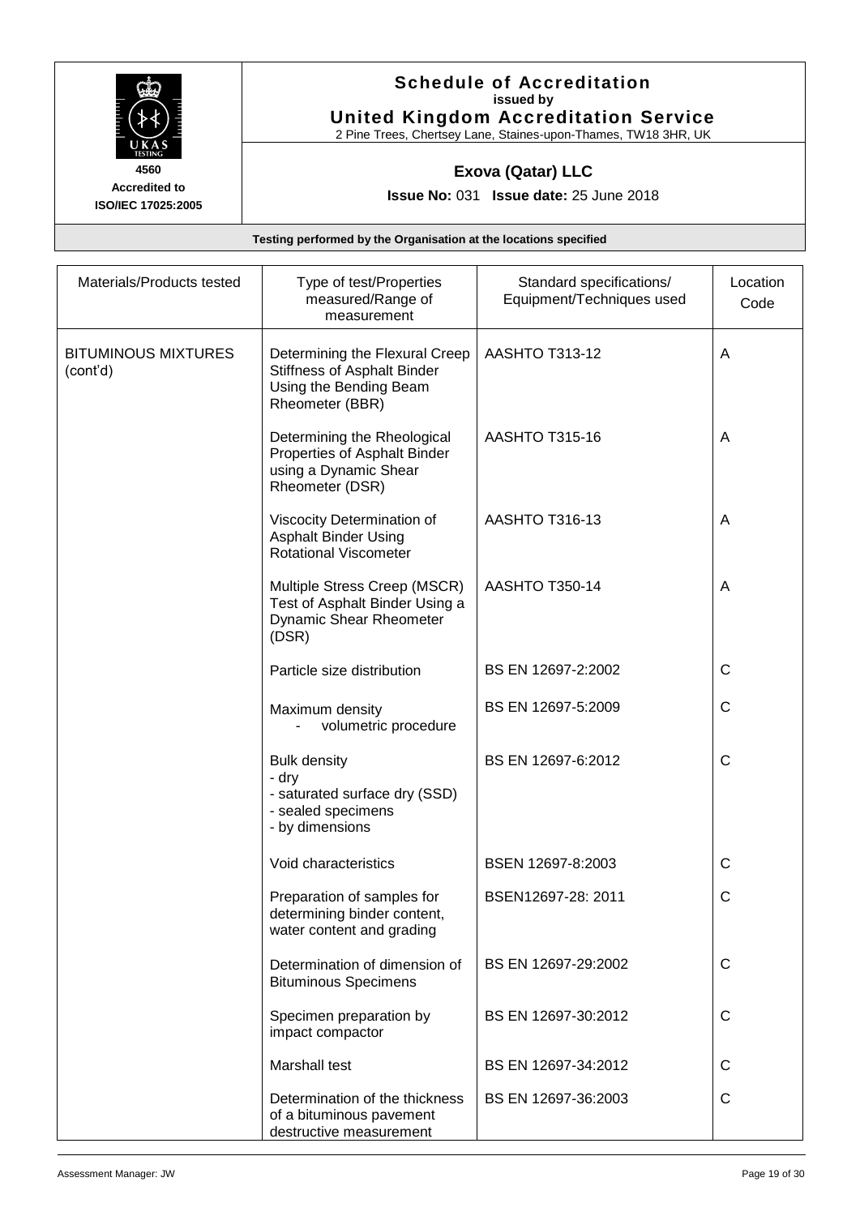# Schedule of Accreditation

issued by

**United Kingdom Accreditation Service**

2 Pine Trees, Chertsey Lane, Staines-upon-Thames, TW18 3HR, UK

4560

Accredited to ISO/IEC 17025:2005

## Exova (Qatar) LLC

**Issue No:** 031 **Issue date:** 25 June 2018

**Testing performed by the Organisation at the locations specified**

| Materials/Products tested | Type of test/Properties measured/Range of measurement | Standard specifications/ Equipment/Techniques used | Location Code |
|---|---|---|---|
| BITUMINOUS MIXTURES (cont'd) | Determining the Flexural Creep Stiffness of Asphalt Binder Using the Bending Beam Rheometer (BBR) | AASHTO T313-12 | A |
| | Determining the Rheological Properties of Asphalt Binder using a Dynamic Shear Rheometer (DSR) | AASHTO T315-16 | A |
| | Viscocity Determination of Asphalt Binder Using Rotational Viscometer | AASHTO T316-13 | A |
| | Multiple Stress Creep (MSCR) Test of Asphalt Binder Using a Dynamic Shear Rheometer (DSR) | AASHTO T350-14 | A |
| | Particle size distribution | BS EN 12697-2:2002 | C |
| | Maximum density<br>- volumetric procedure | BS EN 12697-5:2009 | C |
| | Bulk density<br>- dry<br>- saturated surface dry (SSD)<br>- sealed specimens<br>- by dimensions | BS EN 12697-6:2012 | C |
| | Void characteristics | BSEN 12697-8:2003 | C |
| | Preparation of samples for determining binder content, water content and grading | BSEN12697-28: 2011 | C |
| | Determination of dimension of Bituminous Specimens | BS EN 12697-29:2002 | C |
| | Specimen preparation by impact compactor | BS EN 12697-30:2012 | C |
| | Marshall test | BS EN 12697-34:2012 | C |
| | Determination of the thickness of a bituminous pavement destructive measurement | BS EN 12697-36:2003 | C |

Assessment Manager: JW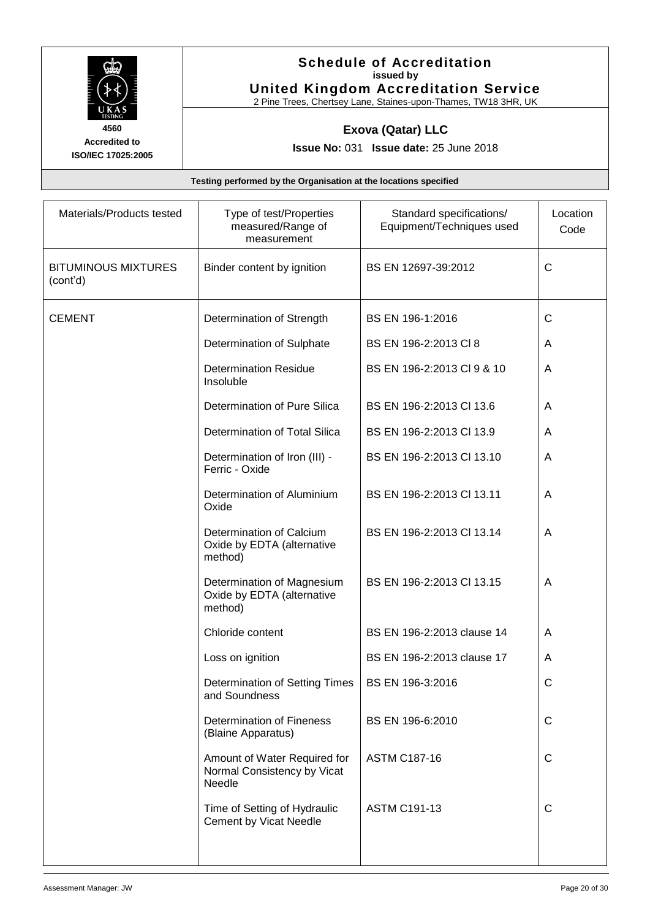# Schedule of Accreditation

**issued by**

**United Kingdom Accreditation Service**

2 Pine Trees, Chertsey Lane, Staines-upon-Thames, TW18 3HR, UK

4560
**Accredited to ISO/IEC 17025:2005**

## Exova (Qatar) LLC

**Issue No:** 031 **Issue date:** 25 June 2018

**Testing performed by the Organisation at the locations specified**

| Materials/Products tested | Type of test/Properties measured/Range of measurement | Standard specifications/ Equipment/Techniques used | Location Code |
|---|---|---|---|
| BITUMINOUS MIXTURES (cont'd) | Binder content by ignition | BS EN 12697-39:2012 | C |
| CEMENT | Determination of Strength | BS EN 196-1:2016 | C |
| | Determination of Sulphate | BS EN 196-2:2013 Cl 8 | A |
| | Determination Residue Insoluble | BS EN 196-2:2013 Cl 9 & 10 | A |
| | Determination of Pure Silica | BS EN 196-2:2013 Cl 13.6 | A |
| | Determination of Total Silica | BS EN 196-2:2013 Cl 13.9 | A |
| | Determination of Iron (III) - Ferric - Oxide | BS EN 196-2:2013 Cl 13.10 | A |
| | Determination of Aluminium Oxide | BS EN 196-2:2013 Cl 13.11 | A |
| | Determination of Calcium Oxide by EDTA (alternative method) | BS EN 196-2:2013 Cl 13.14 | A |
| | Determination of Magnesium Oxide by EDTA (alternative method) | BS EN 196-2:2013 Cl 13.15 | A |
| | Chloride content | BS EN 196-2:2013 clause 14 | A |
| | Loss on ignition | BS EN 196-2:2013 clause 17 | A |
| | Determination of Setting Times and Soundness | BS EN 196-3:2016 | C |
| | Determination of Fineness (Blaine Apparatus) | BS EN 196-6:2010 | C |
| | Amount of Water Required for Normal Consistency by Vicat Needle | ASTM C187-16 | C |
| | Time of Setting of Hydraulic Cement by Vicat Needle | ASTM C191-13 | C |

Assessment Manager: JW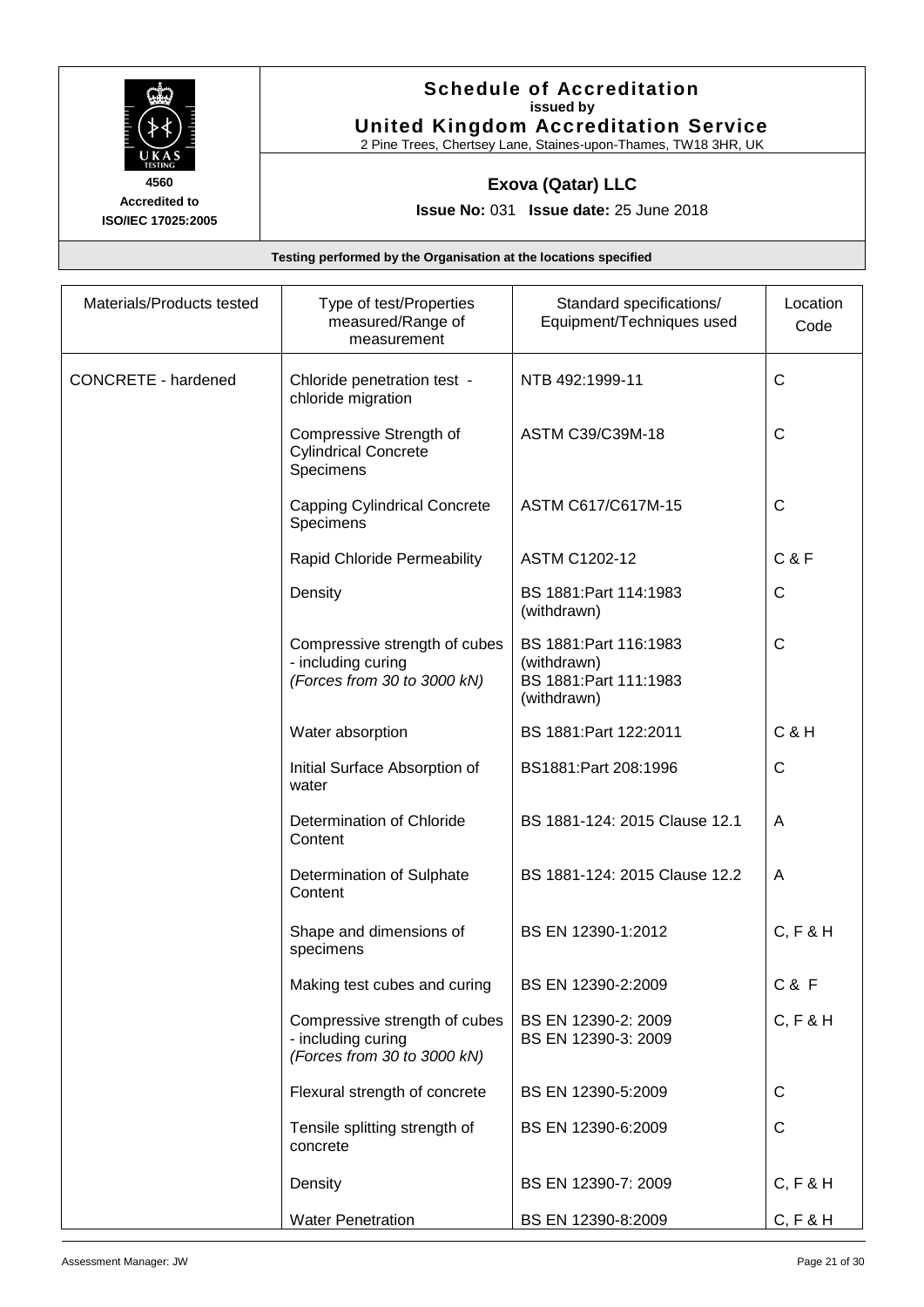# Schedule of Accreditation

**issued by**

**United Kingdom Accreditation Service**

2 Pine Trees, Chertsey Lane, Staines-upon-Thames, TW18 3HR, UK

**4560**
**Accredited to**
**ISO/IEC 17025:2005**

## Exova (Qatar) LLC

**Issue No:** 031 **Issue date:** 25 June 2018

**Testing performed by the Organisation at the locations specified**

| Materials/Products tested | Type of test/Properties measured/Range of measurement | Standard specifications/ Equipment/Techniques used | Location Code |
|---|---|---|---|
| CONCRETE - hardened | Chloride penetration test - chloride migration | NTB 492:1999-11 | C |
| | Compressive Strength of Cylindrical Concrete Specimens | ASTM C39/C39M-18 | C |
| | Capping Cylindrical Concrete Specimens | ASTM C617/C617M-15 | C |
| | Rapid Chloride Permeability | ASTM C1202-12 | C & F |
| | Density | BS 1881:Part 114:1983 (withdrawn) | C |
| | Compressive strength of cubes - including curing *(Forces from 30 to 3000 kN)* | BS 1881:Part 116:1983 (withdrawn) BS 1881:Part 111:1983 (withdrawn) | C |
| | Water absorption | BS 1881:Part 122:2011 | C & H |
| | Initial Surface Absorption of water | BS1881:Part 208:1996 | C |
| | Determination of Chloride Content | BS 1881-124: 2015 Clause 12.1 | A |
| | Determination of Sulphate Content | BS 1881-124: 2015 Clause 12.2 | A |
| | Shape and dimensions of specimens | BS EN 12390-1:2012 | C, F & H |
| | Making test cubes and curing | BS EN 12390-2:2009 | C & F |
| | Compressive strength of cubes - including curing *(Forces from 30 to 3000 kN)* | BS EN 12390-2: 2009 BS EN 12390-3: 2009 | C, F & H |
| | Flexural strength of concrete | BS EN 12390-5:2009 | C |
| | Tensile splitting strength of concrete | BS EN 12390-6:2009 | C |
| | Density | BS EN 12390-7: 2009 | C, F & H |
| | Water Penetration | BS EN 12390-8:2009 | C, F & H |

Assessment Manager: JW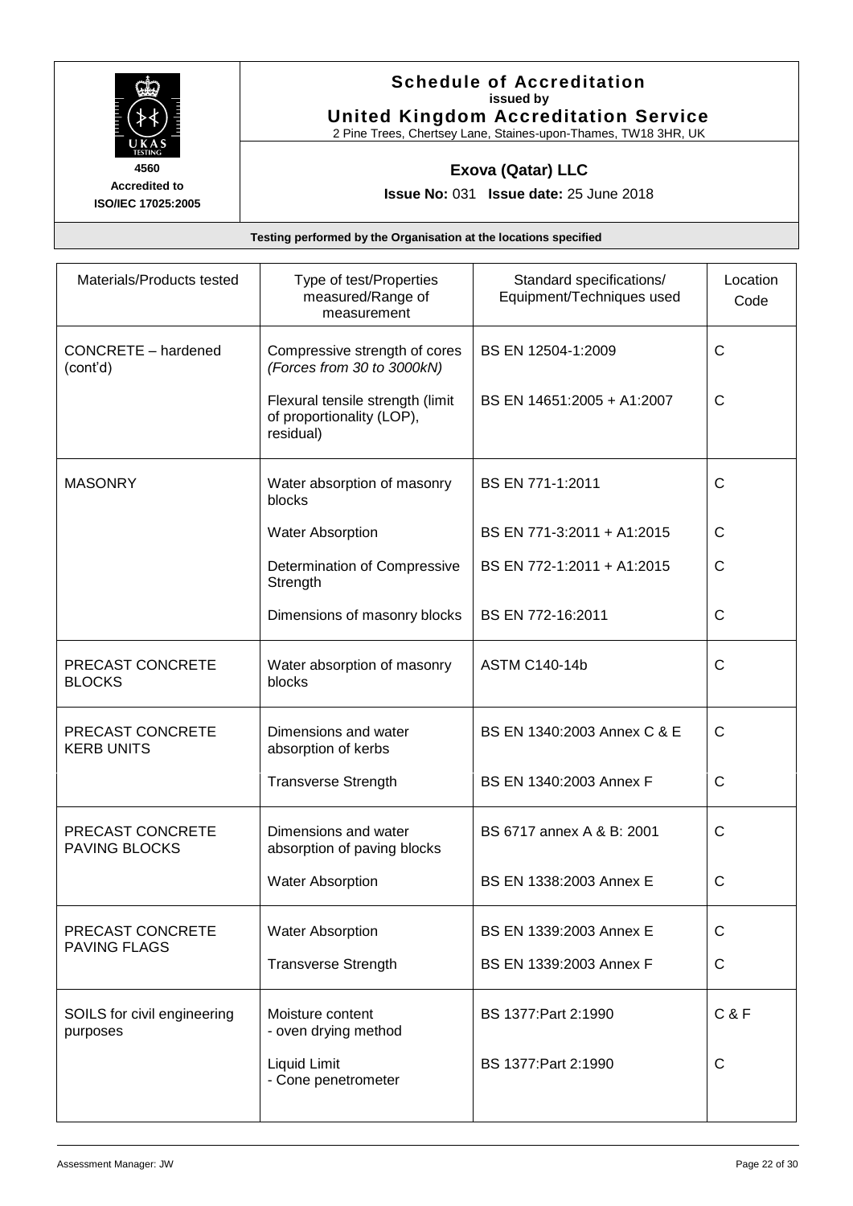**Schedule of Accreditation**
issued by
**United Kingdom Accreditation Service**
2 Pine Trees, Chertsey Lane, Staines-upon-Thames, TW18 3HR, UK

4560
**Accredited to ISO/IEC 17025:2005**

**Exova (Qatar) LLC**

**Issue No:** 031 **Issue date:** 25 June 2018

**Testing performed by the Organisation at the locations specified**

| Materials/Products tested | Type of test/Properties measured/Range of measurement | Standard specifications/ Equipment/Techniques used | Location Code |
|---|---|---|---|
| CONCRETE – hardened (cont'd) | Compressive strength of cores *(Forces from 30 to 3000kN)* | BS EN 12504-1:2009 | C |
| | Flexural tensile strength (limit of proportionality (LOP), residual) | BS EN 14651:2005 + A1:2007 | C |
| MASONRY | Water absorption of masonry blocks | BS EN 771-1:2011 | C |
| | Water Absorption | BS EN 771-3:2011 + A1:2015 | C |
| | Determination of Compressive Strength | BS EN 772-1:2011 + A1:2015 | C |
| | Dimensions of masonry blocks | BS EN 772-16:2011 | C |
| PRECAST CONCRETE BLOCKS | Water absorption of masonry blocks | ASTM C140-14b | C |
| PRECAST CONCRETE KERB UNITS | Dimensions and water absorption of kerbs | BS EN 1340:2003 Annex C & E | C |
| | Transverse Strength | BS EN 1340:2003 Annex F | C |
| PRECAST CONCRETE PAVING BLOCKS | Dimensions and water absorption of paving blocks | BS 6717 annex A & B: 2001 | C |
| | Water Absorption | BS EN 1338:2003 Annex E | C |
| PRECAST CONCRETE PAVING FLAGS | Water Absorption | BS EN 1339:2003 Annex E | C |
| | Transverse Strength | BS EN 1339:2003 Annex F | C |
| SOILS for civil engineering purposes | Moisture content<br>- oven drying method | BS 1377:Part 2:1990 | C & F |
| | Liquid Limit<br>- Cone penetrometer | BS 1377:Part 2:1990 | C |

Assessment Manager: JW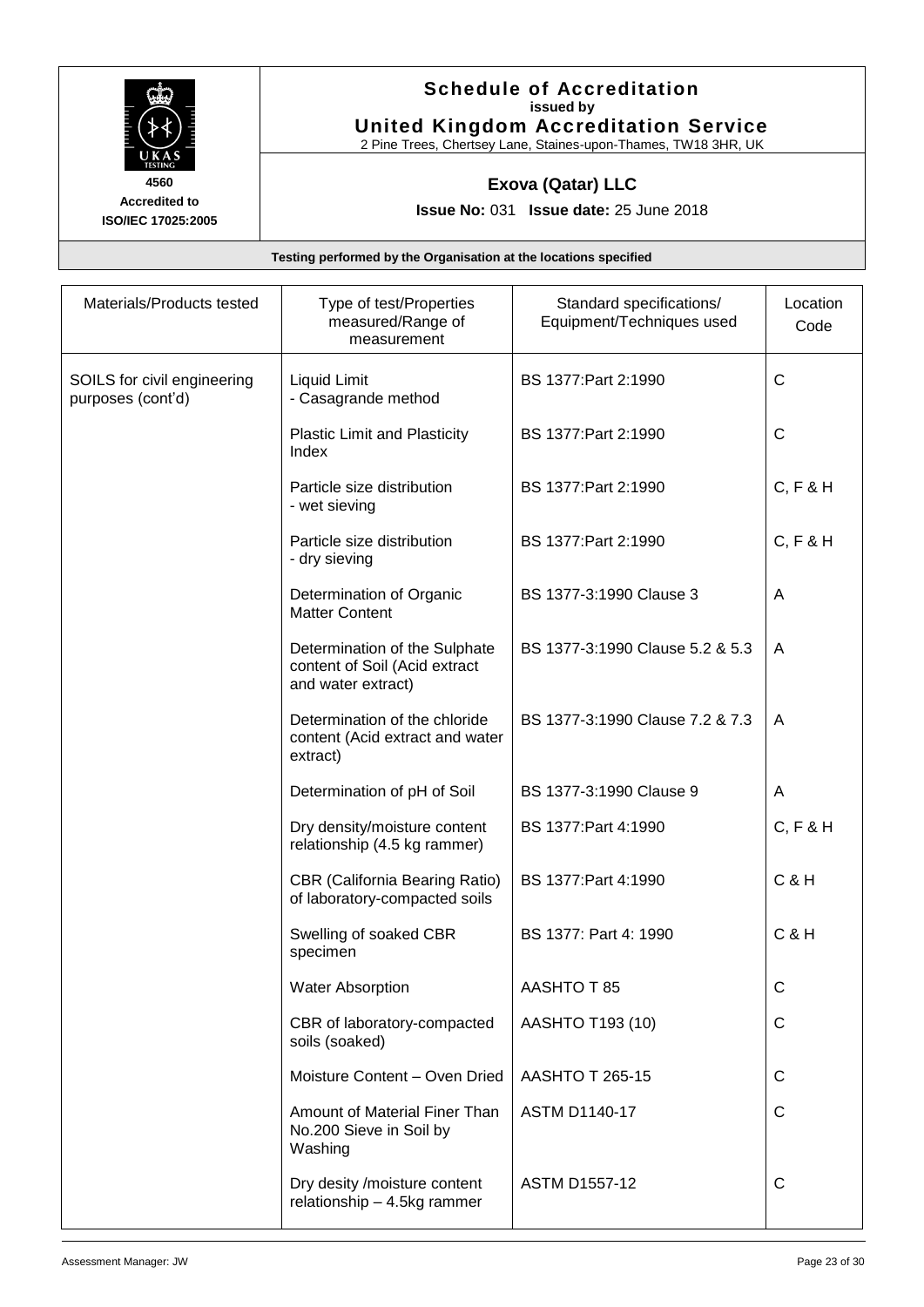**Schedule of Accreditation**
**issued by**
**United Kingdom Accreditation Service**
2 Pine Trees, Chertsey Lane, Staines-upon-Thames, TW18 3HR, UK

**4560**
**Accredited to**
**ISO/IEC 17025:2005**

**Exova (Qatar) LLC**

**Issue No:** 031 **Issue date:** 25 June 2018

**Testing performed by the Organisation at the locations specified**

| Materials/Products tested | Type of test/Properties measured/Range of measurement | Standard specifications/ Equipment/Techniques used | Location Code |
|---|---|---|---|
| SOILS for civil engineering purposes (cont'd) | Liquid Limit<br>- Casagrande method | BS 1377:Part 2:1990 | C |
| | Plastic Limit and Plasticity Index | BS 1377:Part 2:1990 | C |
| | Particle size distribution<br>- wet sieving | BS 1377:Part 2:1990 | C, F & H |
| | Particle size distribution<br>- dry sieving | BS 1377:Part 2:1990 | C, F & H |
| | Determination of Organic Matter Content | BS 1377-3:1990 Clause 3 | A |
| | Determination of the Sulphate content of Soil (Acid extract and water extract) | BS 1377-3:1990 Clause 5.2 & 5.3 | A |
| | Determination of the chloride content (Acid extract and water extract) | BS 1377-3:1990 Clause 7.2 & 7.3 | A |
| | Determination of pH of Soil | BS 1377-3:1990 Clause 9 | A |
| | Dry density/moisture content relationship (4.5 kg rammer) | BS 1377:Part 4:1990 | C, F & H |
| | CBR (California Bearing Ratio) of laboratory-compacted soils | BS 1377:Part 4:1990 | C & H |
| | Swelling of soaked CBR specimen | BS 1377: Part 4: 1990 | C & H |
| | Water Absorption | AASHTO T 85 | C |
| | CBR of laboratory-compacted soils (soaked) | AASHTO T193 (10) | C |
| | Moisture Content – Oven Dried | AASHTO T 265-15 | C |
| | Amount of Material Finer Than No.200 Sieve in Soil by Washing | ASTM D1140-17 | C |
| | Dry desity /moisture content relationship – 4.5kg rammer | ASTM D1557-12 | C |

Assessment Manager: JW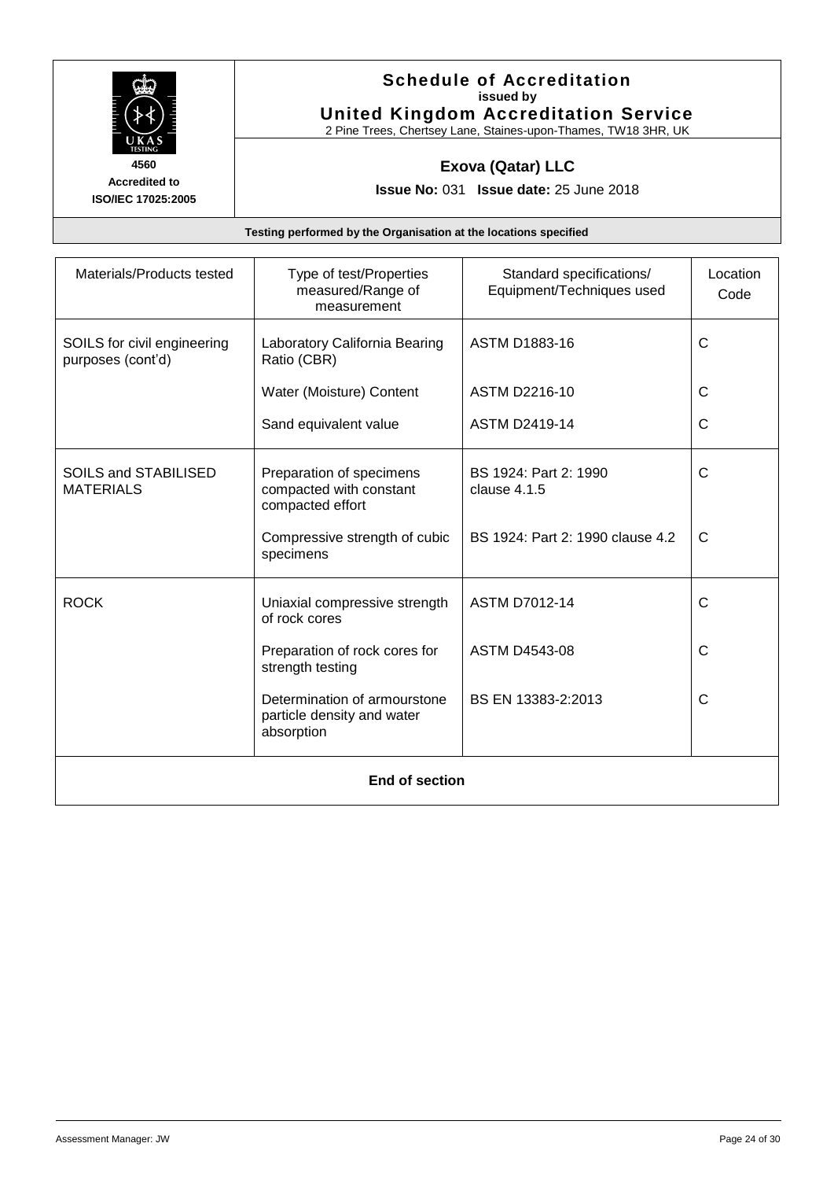**Schedule of Accreditation**
**issued by**
**United Kingdom Accreditation Service**
2 Pine Trees, Chertsey Lane, Staines-upon-Thames, TW18 3HR, UK

**4560**
**Accredited to**
**ISO/IEC 17025:2005**

**Exova (Qatar) LLC**

**Issue No:** 031 **Issue date:** 25 June 2018

**Testing performed by the Organisation at the locations specified**

| Materials/Products tested | Type of test/Properties measured/Range of measurement | Standard specifications/ Equipment/Techniques used | Location Code |
|---|---|---|---|
| SOILS for civil engineering purposes (cont'd) | Laboratory California Bearing Ratio (CBR) | ASTM D1883-16 | C |
| | Water (Moisture) Content | ASTM D2216-10 | C |
| | Sand equivalent value | ASTM D2419-14 | C |
| SOILS and STABILISED MATERIALS | Preparation of specimens compacted with constant compacted effort | BS 1924: Part 2: 1990 clause 4.1.5 | C |
| | Compressive strength of cubic specimens | BS 1924: Part 2: 1990 clause 4.2 | C |
| ROCK | Uniaxial compressive strength of rock cores | ASTM D7012-14 | C |
| | Preparation of rock cores for strength testing | ASTM D4543-08 | C |
| | Determination of armourstone particle density and water absorption | BS EN 13383-2:2013 | C |

**End of section**

Assessment Manager: JW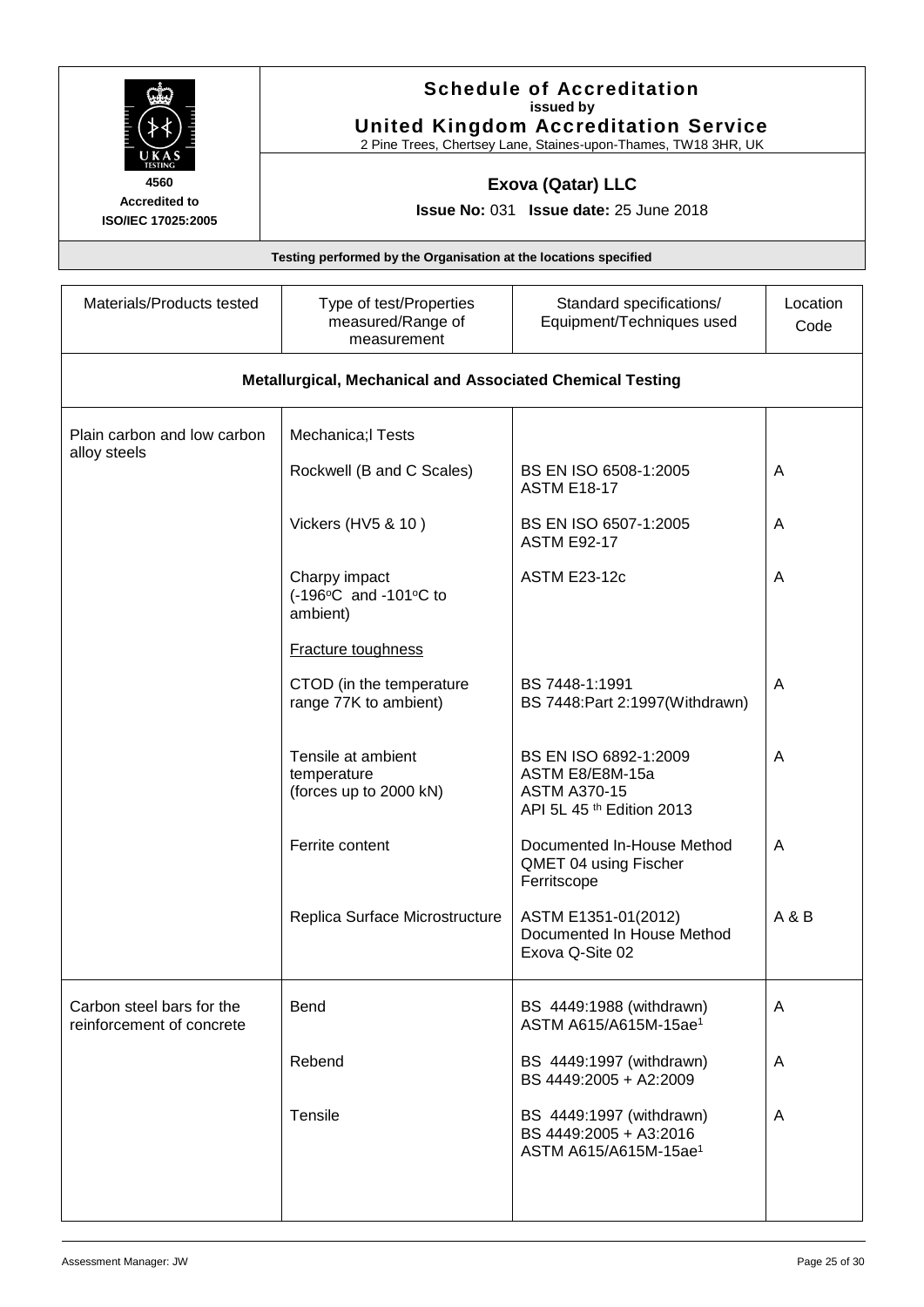**4560**
**Accredited to**
**ISO/IEC 17025:2005**

## Schedule of Accreditation
**issued by**
**United Kingdom Accreditation Service**
2 Pine Trees, Chertsey Lane, Staines-upon-Thames, TW18 3HR, UK

### Exova (Qatar) LLC

**Issue No:** 031 **Issue date:** 25 June 2018

**Testing performed by the Organisation at the locations specified**

| Materials/Products tested | Type of test/Properties measured/Range of measurement | Standard specifications/ Equipment/Techniques used | Location Code |
|---|---|---|---|
| **Metallurgical, Mechanical and Associated Chemical Testing** | | | |
| Plain carbon and low carbon alloy steels | Mechanica;l Tests | | |
| | Rockwell (B and C Scales) | BS EN ISO 6508-1:2005<br>ASTM E18-17 | A |
| | Vickers (HV5 & 10 ) | BS EN ISO 6507-1:2005<br>ASTM E92-17 | A |
| | Charpy impact<br>(-196°C and -101°C to ambient) | ASTM E23-12c | A |
| | Fracture toughness | | |
| | CTOD (in the temperature range 77K to ambient) | BS 7448-1:1991<br>BS 7448:Part 2:1997(Withdrawn) | A |
| | Tensile at ambient temperature<br>(forces up to 2000 kN) | BS EN ISO 6892-1:2009<br>ASTM E8/E8M-15a<br>ASTM A370-15<br>API 5L 45 th Edition 2013 | A |
| | Ferrite content | Documented In-House Method QMET 04 using Fischer Ferritscope | A |
| | Replica Surface Microstructure | ASTM E1351-01(2012)<br>Documented In House Method Exova Q-Site 02 | A & B |
| Carbon steel bars for the reinforcement of concrete | Bend | BS 4449:1988 (withdrawn)<br>ASTM A615/A615M-15ae[1] | A |
| | Rebend | BS 4449:1997 (withdrawn)<br>BS 4449:2005 + A2:2009 | A |
| | Tensile | BS 4449:1997 (withdrawn)<br>BS 4449:2005 + A3:2016<br>ASTM A615/A615M-15ae[1] | A |

Assessment Manager: JW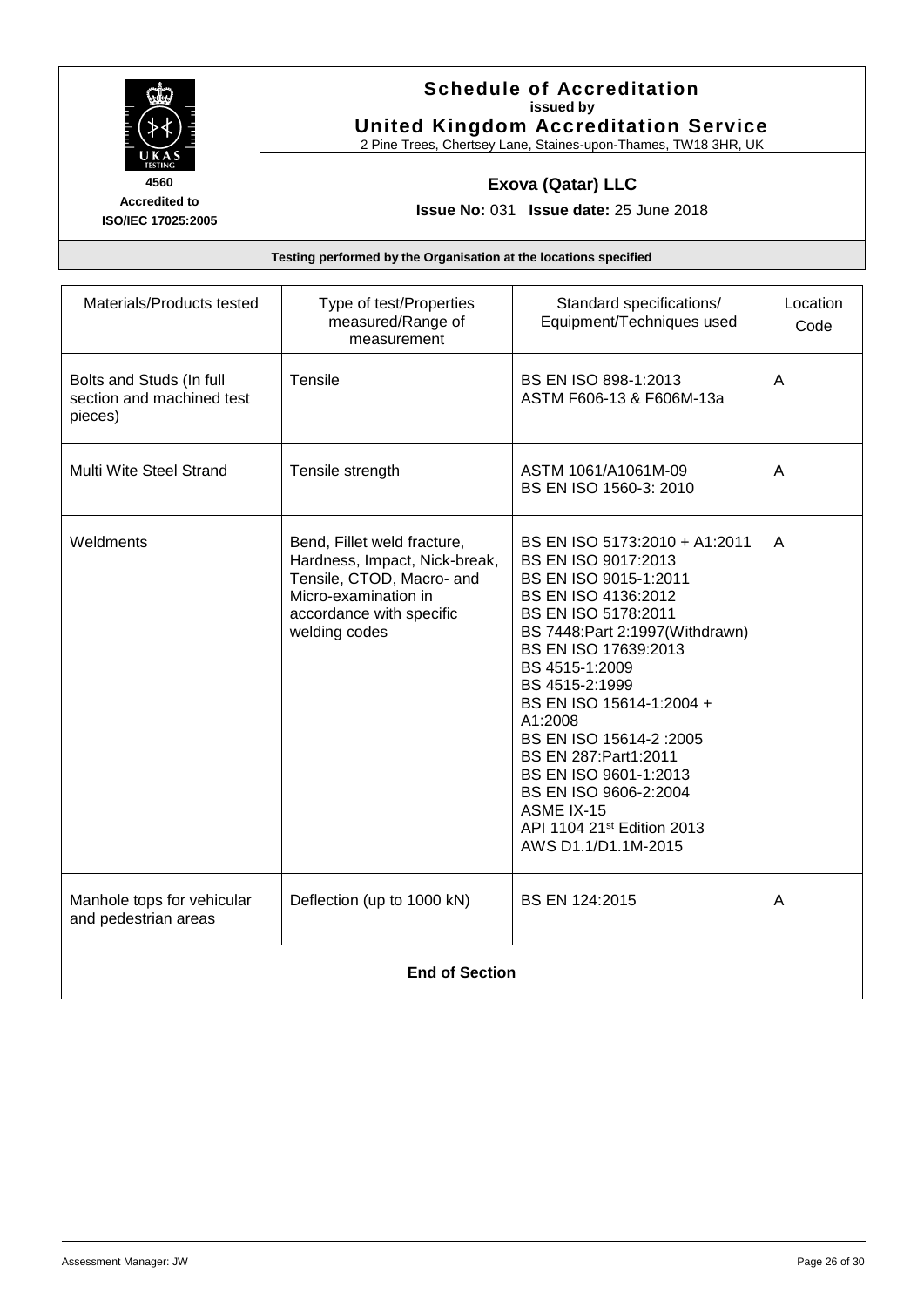**4560**
**Accredited to ISO/IEC 17025:2005**

# Schedule of Accreditation
**issued by**
## United Kingdom Accreditation Service
2 Pine Trees, Chertsey Lane, Staines-upon-Thames, TW18 3HR, UK

### Exova (Qatar) LLC

**Issue No:** 031 **Issue date:** 25 June 2018

**Testing performed by the Organisation at the locations specified**

| Materials/Products tested | Type of test/Properties measured/Range of measurement | Standard specifications/ Equipment/Techniques used | Location Code |
|---|---|---|---|
| Bolts and Studs (In full section and machined test pieces) | Tensile | BS EN ISO 898-1:2013<br>ASTM F606-13 & F606M-13a | A |
| Multi Wite Steel Strand | Tensile strength | ASTM 1061/A1061M-09<br>BS EN ISO 1560-3: 2010 | A |
| Weldments | Bend, Fillet weld fracture, Hardness, Impact, Nick-break, Tensile, CTOD, Macro- and Micro-examination in accordance with specific welding codes | BS EN ISO 5173:2010 + A1:2011<br>BS EN ISO 9017:2013<br>BS EN ISO 9015-1:2011<br>BS EN ISO 4136:2012<br>BS EN ISO 5178:2011<br>BS 7448:Part 2:1997(Withdrawn)<br>BS EN ISO 17639:2013<br>BS 4515-1:2009<br>BS 4515-2:1999<br>BS EN ISO 15614-1:2004 + A1:2008<br>BS EN ISO 15614-2 :2005<br>BS EN 287:Part1:2011<br>BS EN ISO 9601-1:2013<br>BS EN ISO 9606-2:2004<br>ASME IX-15<br>API 1104 21st Edition 2013<br>AWS D1.1/D1.1M-2015 | A |
| Manhole tops for vehicular and pedestrian areas | Deflection (up to 1000 kN) | BS EN 124:2015 | A |

**End of Section**

Assessment Manager: JW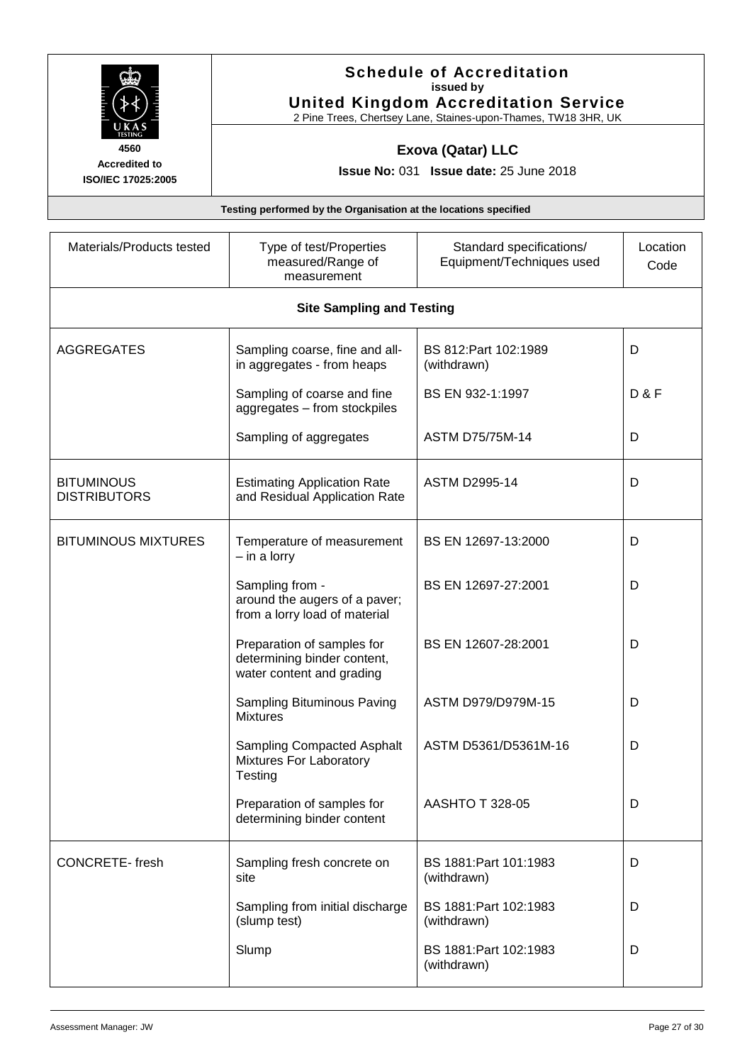**Schedule of Accreditation**
**issued by**
**United Kingdom Accreditation Service**
2 Pine Trees, Chertsey Lane, Staines-upon-Thames, TW18 3HR, UK

4560
Accredited to
ISO/IEC 17025:2005

**Exova (Qatar) LLC**

**Issue No:** 031 **Issue date:** 25 June 2018

**Testing performed by the Organisation at the locations specified**

| Materials/Products tested | Type of test/Properties measured/Range of measurement | Standard specifications/ Equipment/Techniques used | Location Code |
|---|---|---|---|
| **Site Sampling and Testing** | | | |
| AGGREGATES | Sampling coarse, fine and all-in aggregates - from heaps | BS 812:Part 102:1989 (withdrawn) | D |
| | Sampling of coarse and fine aggregates – from stockpiles | BS EN 932-1:1997 | D & F |
| | Sampling of aggregates | ASTM D75/75M-14 | D |
| BITUMINOUS DISTRIBUTORS | Estimating Application Rate and Residual Application Rate | ASTM D2995-14 | D |
| BITUMINOUS MIXTURES | Temperature of measurement – in a lorry | BS EN 12697-13:2000 | D |
| | Sampling from - around the augers of a paver; from a lorry load of material | BS EN 12697-27:2001 | D |
| | Preparation of samples for determining binder content, water content and grading | BS EN 12607-28:2001 | D |
| | Sampling Bituminous Paving Mixtures | ASTM D979/D979M-15 | D |
| | Sampling Compacted Asphalt Mixtures For Laboratory Testing | ASTM D5361/D5361M-16 | D |
| | Preparation of samples for determining binder content | AASHTO T 328-05 | D |
| CONCRETE- fresh | Sampling fresh concrete on site | BS 1881:Part 101:1983 (withdrawn) | D |
| | Sampling from initial discharge (slump test) | BS 1881:Part 102:1983 (withdrawn) | D |
| | Slump | BS 1881:Part 102:1983 (withdrawn) | D |

Assessment Manager: JW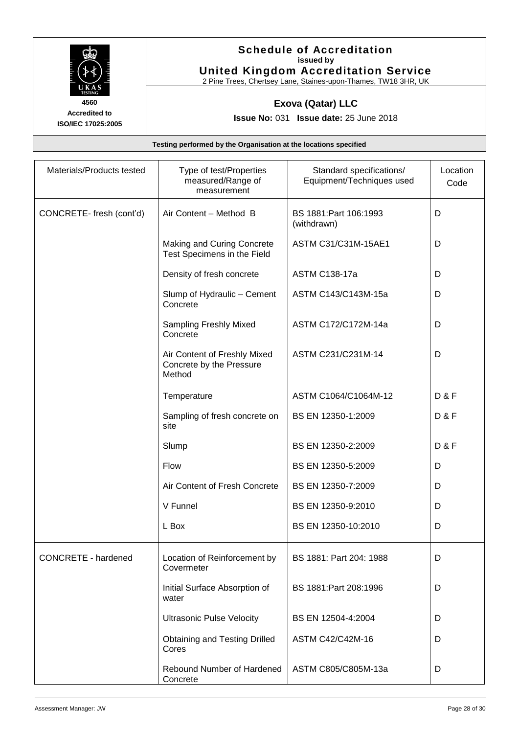**Schedule of Accreditation**
issued by
**United Kingdom Accreditation Service**
2 Pine Trees, Chertsey Lane, Staines-upon-Thames, TW18 3HR, UK

**4560**
**Accredited to**
**ISO/IEC 17025:2005**

**Exova (Qatar) LLC**

**Issue No:** 031 **Issue date:** 25 June 2018

**Testing performed by the Organisation at the locations specified**

| Materials/Products tested | Type of test/Properties measured/Range of measurement | Standard specifications/ Equipment/Techniques used | Location Code |
|---|---|---|---|
| CONCRETE- fresh (cont'd) | Air Content – Method B | BS 1881:Part 106:1993 (withdrawn) | D |
| | Making and Curing Concrete Test Specimens in the Field | ASTM C31/C31M-15AE1 | D |
| | Density of fresh concrete | ASTM C138-17a | D |
| | Slump of Hydraulic – Cement Concrete | ASTM C143/C143M-15a | D |
| | Sampling Freshly Mixed Concrete | ASTM C172/C172M-14a | D |
| | Air Content of Freshly Mixed Concrete by the Pressure Method | ASTM C231/C231M-14 | D |
| | Temperature | ASTM C1064/C1064M-12 | D & F |
| | Sampling of fresh concrete on site | BS EN 12350-1:2009 | D & F |
| | Slump | BS EN 12350-2:2009 | D & F |
| | Flow | BS EN 12350-5:2009 | D |
| | Air Content of Fresh Concrete | BS EN 12350-7:2009 | D |
| | V Funnel | BS EN 12350-9:2010 | D |
| | L Box | BS EN 12350-10:2010 | D |
| CONCRETE - hardened | Location of Reinforcement by Covermeter | BS 1881: Part 204: 1988 | D |
| | Initial Surface Absorption of water | BS 1881:Part 208:1996 | D |
| | Ultrasonic Pulse Velocity | BS EN 12504-4:2004 | D |
| | Obtaining and Testing Drilled Cores | ASTM C42/C42M-16 | D |
| | Rebound Number of Hardened Concrete | ASTM C805/C805M-13a | D |

Assessment Manager: JW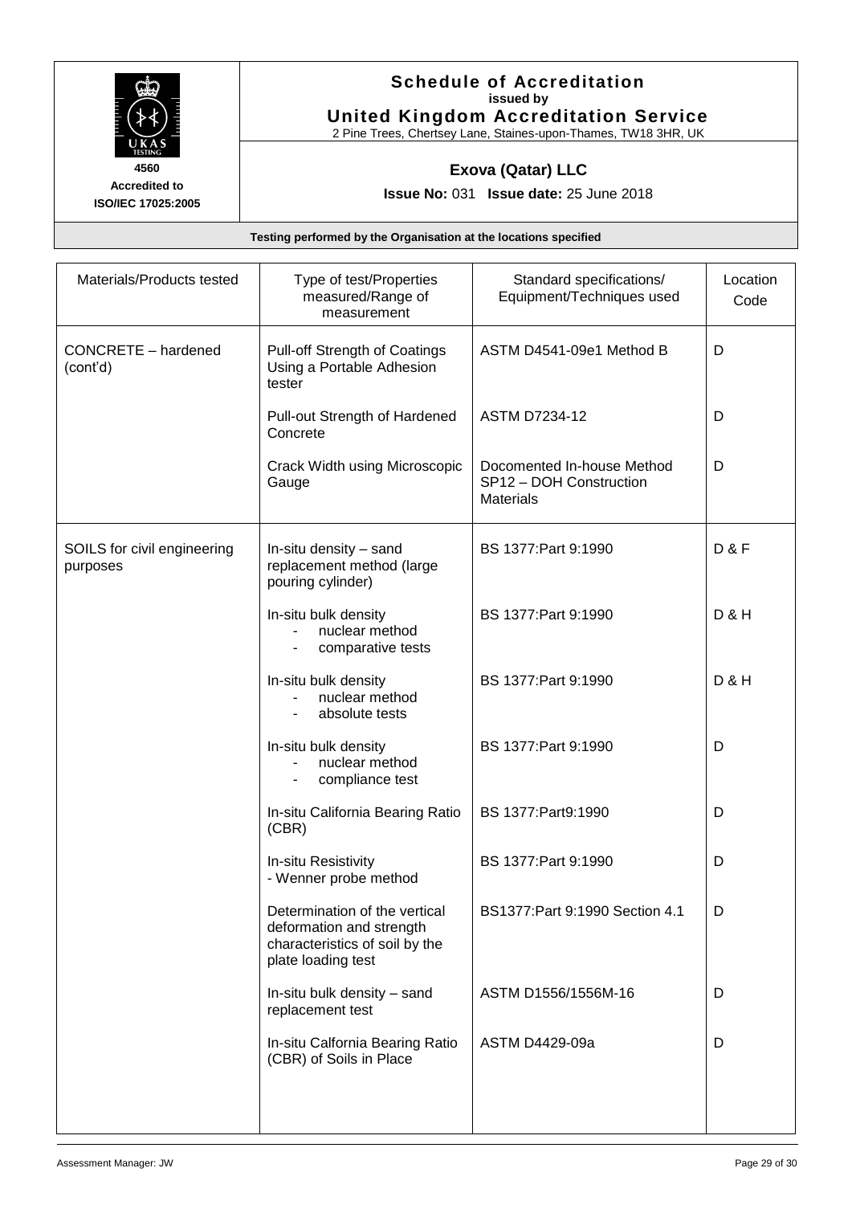**Schedule of Accreditation**
issued by
**United Kingdom Accreditation Service**
2 Pine Trees, Chertsey Lane, Staines-upon-Thames, TW18 3HR, UK

**4560**
**Accredited to**
**ISO/IEC 17025:2005**

**Exova (Qatar) LLC**

**Issue No:** 031 **Issue date:** 25 June 2018

**Testing performed by the Organisation at the locations specified**

| Materials/Products tested | Type of test/Properties measured/Range of measurement | Standard specifications/ Equipment/Techniques used | Location Code |
|---|---|---|---|
| CONCRETE – hardened (cont'd) | Pull-off Strength of Coatings Using a Portable Adhesion tester | ASTM D4541-09e1 Method B | D |
| | Pull-out Strength of Hardened Concrete | ASTM D7234-12 | D |
| | Crack Width using Microscopic Gauge | Docomented In-house Method SP12 – DOH Construction Materials | D |
| SOILS for civil engineering purposes | In-situ density – sand replacement method (large pouring cylinder) | BS 1377:Part 9:1990 | D & F |
| | In-situ bulk density - nuclear method - comparative tests | BS 1377:Part 9:1990 | D & H |
| | In-situ bulk density - nuclear method - absolute tests | BS 1377:Part 9:1990 | D & H |
| | In-situ bulk density - nuclear method - compliance test | BS 1377:Part 9:1990 | D |
| | In-situ California Bearing Ratio (CBR) | BS 1377:Part9:1990 | D |
| | In-situ Resistivity - Wenner probe method | BS 1377:Part 9:1990 | D |
| | Determination of the vertical deformation and strength characteristics of soil by the plate loading test | BS1377:Part 9:1990 Section 4.1 | D |
| | In-situ bulk density – sand replacement test | ASTM D1556/1556M-16 | D |
| | In-situ Calfornia Bearing Ratio (CBR) of Soils in Place | ASTM D4429-09a | D |

Assessment Manager: JW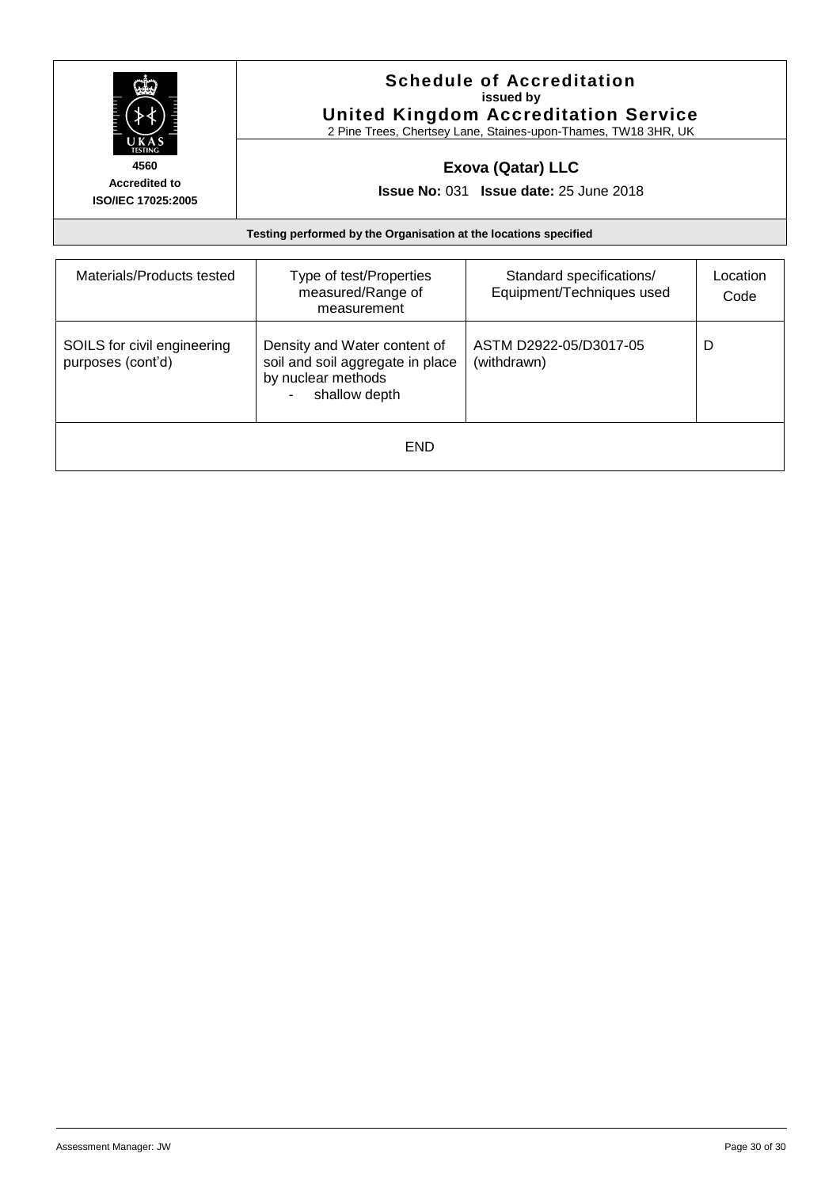# Schedule of Accreditation

**issued by**

**United Kingdom Accreditation Service**

2 Pine Trees, Chertsey Lane, Staines-upon-Thames, TW18 3HR, UK

**4560**
**Accredited to ISO/IEC 17025:2005**

## Exova (Qatar) LLC

**Issue No:** 031 **Issue date:** 25 June 2018

**Testing performed by the Organisation at the locations specified**

| Materials/Products tested | Type of test/Properties measured/Range of measurement | Standard specifications/ Equipment/Techniques used | Location Code |
|---|---|---|---|
| SOILS for civil engineering purposes (cont'd) | Density and Water content of soil and soil aggregate in place by nuclear methods<br>- shallow depth | ASTM D2922-05/D3017-05 (withdrawn) | D |
| END | | | |

Assessment Manager: JW